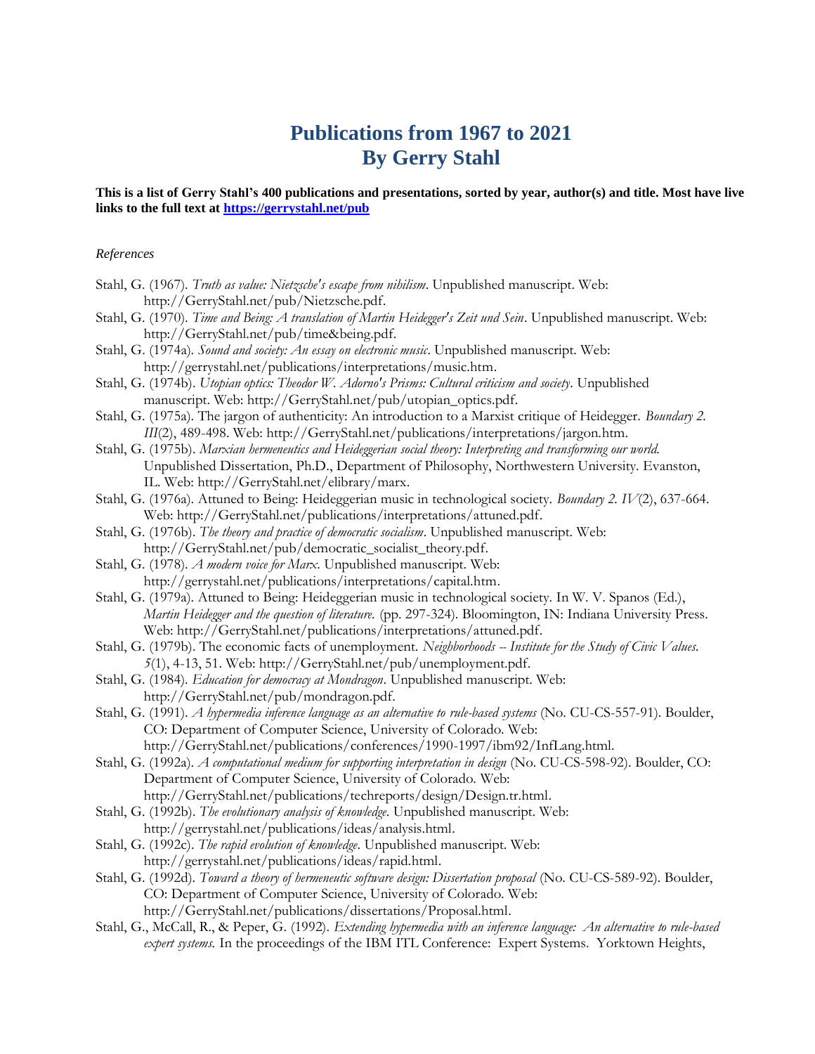# Publications from 1967 to 2021
# By Gerry Stahl

**This is a list of Gerry Stahl's 400 publications and presentations, sorted by year, author(s) and title. Most have live links to the full text at [https://gerrystahl.net/pub](https://gerrystahl.net/pub)**

*References*

Stahl, G. (1967). *Truth as value: Nietzsche's escape from nihilism*. Unpublished manuscript. Web: http://GerryStahl.net/pub/Nietzsche.pdf.

Stahl, G. (1970). *Time and Being: A translation of Martin Heidegger's Zeit und Sein*. Unpublished manuscript. Web: http://GerryStahl.net/pub/time&being.pdf.

Stahl, G. (1974a). *Sound and society: An essay on electronic music*. Unpublished manuscript. Web: http://gerrystahl.net/publications/interpretations/music.htm.

Stahl, G. (1974b). *Utopian optics: Theodor W. Adorno's Prisms: Cultural criticism and society*. Unpublished manuscript. Web: http://GerryStahl.net/pub/utopian_optics.pdf.

Stahl, G. (1975a). The jargon of authenticity: An introduction to a Marxist critique of Heidegger. *Boundary 2. III*(2), 489-498. Web: http://GerryStahl.net/publications/interpretations/jargon.htm.

Stahl, G. (1975b). *Marxian hermeneutics and Heideggerian social theory: Interpreting and transforming our world.* Unpublished Dissertation, Ph.D., Department of Philosophy, Northwestern University. Evanston, IL. Web: http://GerryStahl.net/elibrary/marx.

Stahl, G. (1976a). Attuned to Being: Heideggerian music in technological society. *Boundary 2. IV*(2), 637-664. Web: http://GerryStahl.net/publications/interpretations/attuned.pdf.

Stahl, G. (1976b). *The theory and practice of democratic socialism*. Unpublished manuscript. Web: http://GerryStahl.net/pub/democratic_socialist_theory.pdf.

Stahl, G. (1978). *A modern voice for Marx*. Unpublished manuscript. Web: http://gerrystahl.net/publications/interpretations/capital.htm.

Stahl, G. (1979a). Attuned to Being: Heideggerian music in technological society. In W. V. Spanos (Ed.), *Martin Heidegger and the question of literature.* (pp. 297-324). Bloomington, IN: Indiana University Press. Web: http://GerryStahl.net/publications/interpretations/attuned.pdf.

Stahl, G. (1979b). The economic facts of unemployment. *Neighborhoods -- Institute for the Study of Civic Values. 5*(1), 4-13, 51. Web: http://GerryStahl.net/pub/unemployment.pdf.

Stahl, G. (1984). *Education for democracy at Mondragon*. Unpublished manuscript. Web: http://GerryStahl.net/pub/mondragon.pdf.

Stahl, G. (1991). *A hypermedia inference language as an alternative to rule-based systems* (No. CU-CS-557-91). Boulder, CO: Department of Computer Science, University of Colorado. Web: http://GerryStahl.net/publications/conferences/1990-1997/ibm92/InfLang.html.

Stahl, G. (1992a). *A computational medium for supporting interpretation in design* (No. CU-CS-598-92). Boulder, CO: Department of Computer Science, University of Colorado. Web: http://GerryStahl.net/publications/techreports/design/Design.tr.html.

Stahl, G. (1992b). *The evolutionary analysis of knowledge*. Unpublished manuscript. Web: http://gerrystahl.net/publications/ideas/analysis.html.

Stahl, G. (1992c). *The rapid evolution of knowledge*. Unpublished manuscript. Web: http://gerrystahl.net/publications/ideas/rapid.html.

Stahl, G. (1992d). *Toward a theory of hermeneutic software design: Dissertation proposal* (No. CU-CS-589-92). Boulder, CO: Department of Computer Science, University of Colorado. Web: http://GerryStahl.net/publications/dissertations/Proposal.html.

Stahl, G., McCall, R., & Peper, G. (1992). *Extending hypermedia with an inference language: An alternative to rule-based expert systems.* In the proceedings of the IBM ITL Conference: Expert Systems. Yorktown Heights,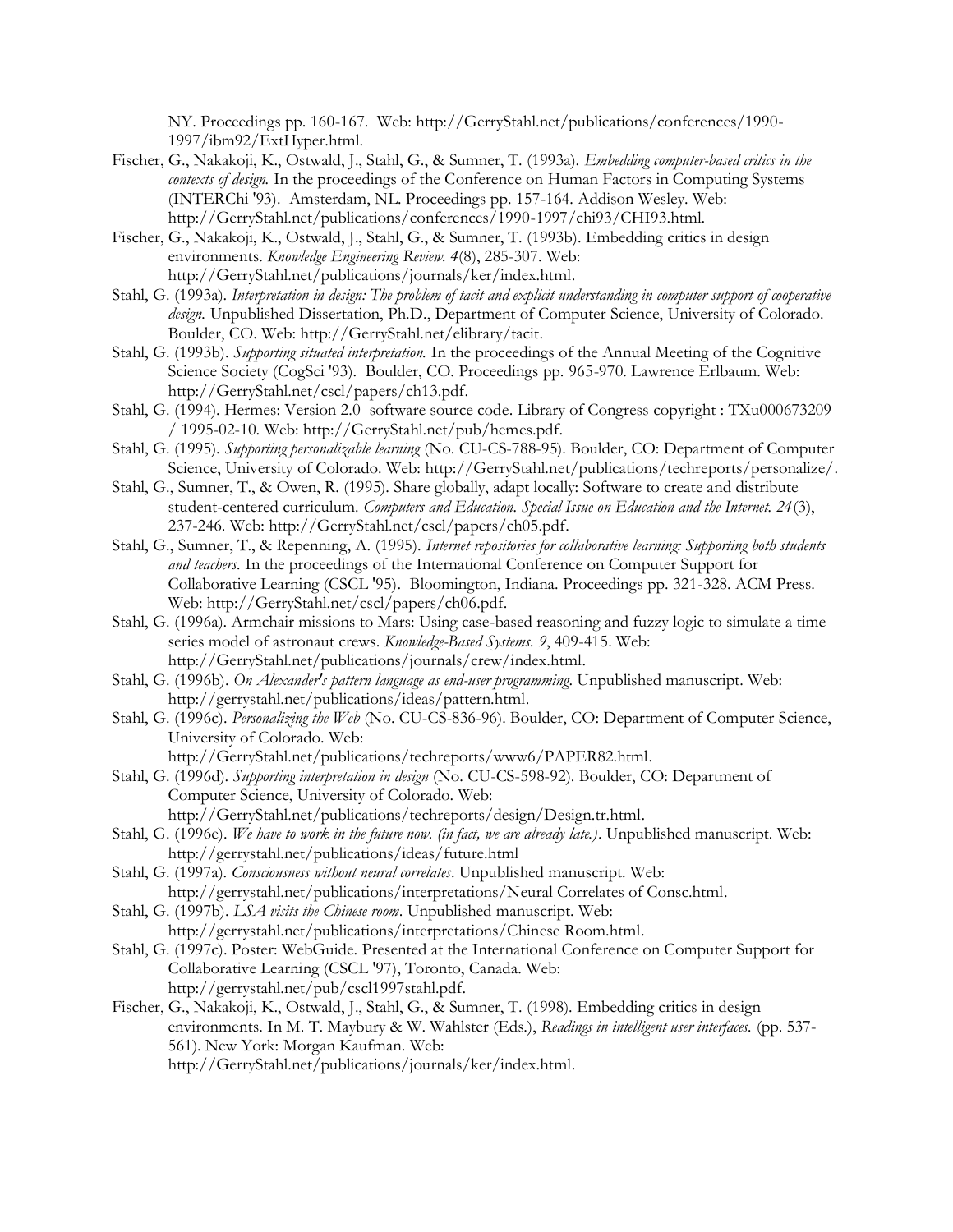NY. Proceedings pp. 160-167. Web: http://GerryStahl.net/publications/conferences/1990-1997/ibm92/ExtHyper.html.

Fischer, G., Nakakoji, K., Ostwald, J., Stahl, G., & Sumner, T. (1993a). *Embedding computer-based critics in the contexts of design.* In the proceedings of the Conference on Human Factors in Computing Systems (INTERChi '93). Amsterdam, NL. Proceedings pp. 157-164. Addison Wesley. Web: http://GerryStahl.net/publications/conferences/1990-1997/chi93/CHI93.html.

Fischer, G., Nakakoji, K., Ostwald, J., Stahl, G., & Sumner, T. (1993b). Embedding critics in design environments. *Knowledge Engineering Review. 4*(8), 285-307. Web: http://GerryStahl.net/publications/journals/ker/index.html.

Stahl, G. (1993a). *Interpretation in design: The problem of tacit and explicit understanding in computer support of cooperative design.* Unpublished Dissertation, Ph.D., Department of Computer Science, University of Colorado. Boulder, CO. Web: http://GerryStahl.net/elibrary/tacit.

Stahl, G. (1993b). *Supporting situated interpretation.* In the proceedings of the Annual Meeting of the Cognitive Science Society (CogSci '93). Boulder, CO. Proceedings pp. 965-970. Lawrence Erlbaum. Web: http://GerryStahl.net/cscl/papers/ch13.pdf.

Stahl, G. (1994). Hermes: Version 2.0 software source code. Library of Congress copyright : TXu000673209 / 1995-02-10. Web: http://GerryStahl.net/pub/hemes.pdf.

Stahl, G. (1995). *Supporting personalizable learning* (No. CU-CS-788-95). Boulder, CO: Department of Computer Science, University of Colorado. Web: http://GerryStahl.net/publications/techreports/personalize/.

Stahl, G., Sumner, T., & Owen, R. (1995). Share globally, adapt locally: Software to create and distribute student-centered curriculum. *Computers and Education. Special Issue on Education and the Internet. 24*(3), 237-246. Web: http://GerryStahl.net/cscl/papers/ch05.pdf.

Stahl, G., Sumner, T., & Repenning, A. (1995). *Internet repositories for collaborative learning: Supporting both students and teachers.* In the proceedings of the International Conference on Computer Support for Collaborative Learning (CSCL '95). Bloomington, Indiana. Proceedings pp. 321-328. ACM Press. Web: http://GerryStahl.net/cscl/papers/ch06.pdf.

Stahl, G. (1996a). Armchair missions to Mars: Using case-based reasoning and fuzzy logic to simulate a time series model of astronaut crews. *Knowledge-Based Systems. 9*, 409-415. Web: http://GerryStahl.net/publications/journals/crew/index.html.

Stahl, G. (1996b). *On Alexander's pattern language as end-user programming*. Unpublished manuscript. Web: http://gerrystahl.net/publications/ideas/pattern.html.

Stahl, G. (1996c). *Personalizing the Web* (No. CU-CS-836-96). Boulder, CO: Department of Computer Science, University of Colorado. Web: http://GerryStahl.net/publications/techreports/www6/PAPER82.html.

Stahl, G. (1996d). *Supporting interpretation in design* (No. CU-CS-598-92). Boulder, CO: Department of Computer Science, University of Colorado. Web: http://GerryStahl.net/publications/techreports/design/Design.tr.html.

Stahl, G. (1996e). *We have to work in the future now. (in fact, we are already late.)*. Unpublished manuscript. Web: http://gerrystahl.net/publications/ideas/future.html

Stahl, G. (1997a). *Consciousness without neural correlates*. Unpublished manuscript. Web: http://gerrystahl.net/publications/interpretations/Neural Correlates of Consc.html.

Stahl, G. (1997b). *LSA visits the Chinese room*. Unpublished manuscript. Web: http://gerrystahl.net/publications/interpretations/Chinese Room.html.

Stahl, G. (1997c). Poster: WebGuide. Presented at the International Conference on Computer Support for Collaborative Learning (CSCL '97), Toronto, Canada. Web: http://gerrystahl.net/pub/cscl1997stahl.pdf.

Fischer, G., Nakakoji, K., Ostwald, J., Stahl, G., & Sumner, T. (1998). Embedding critics in design environments. In M. T. Maybury & W. Wahlster (Eds.), *Readings in intelligent user interfaces.* (pp. 537-561). New York: Morgan Kaufman. Web: http://GerryStahl.net/publications/journals/ker/index.html.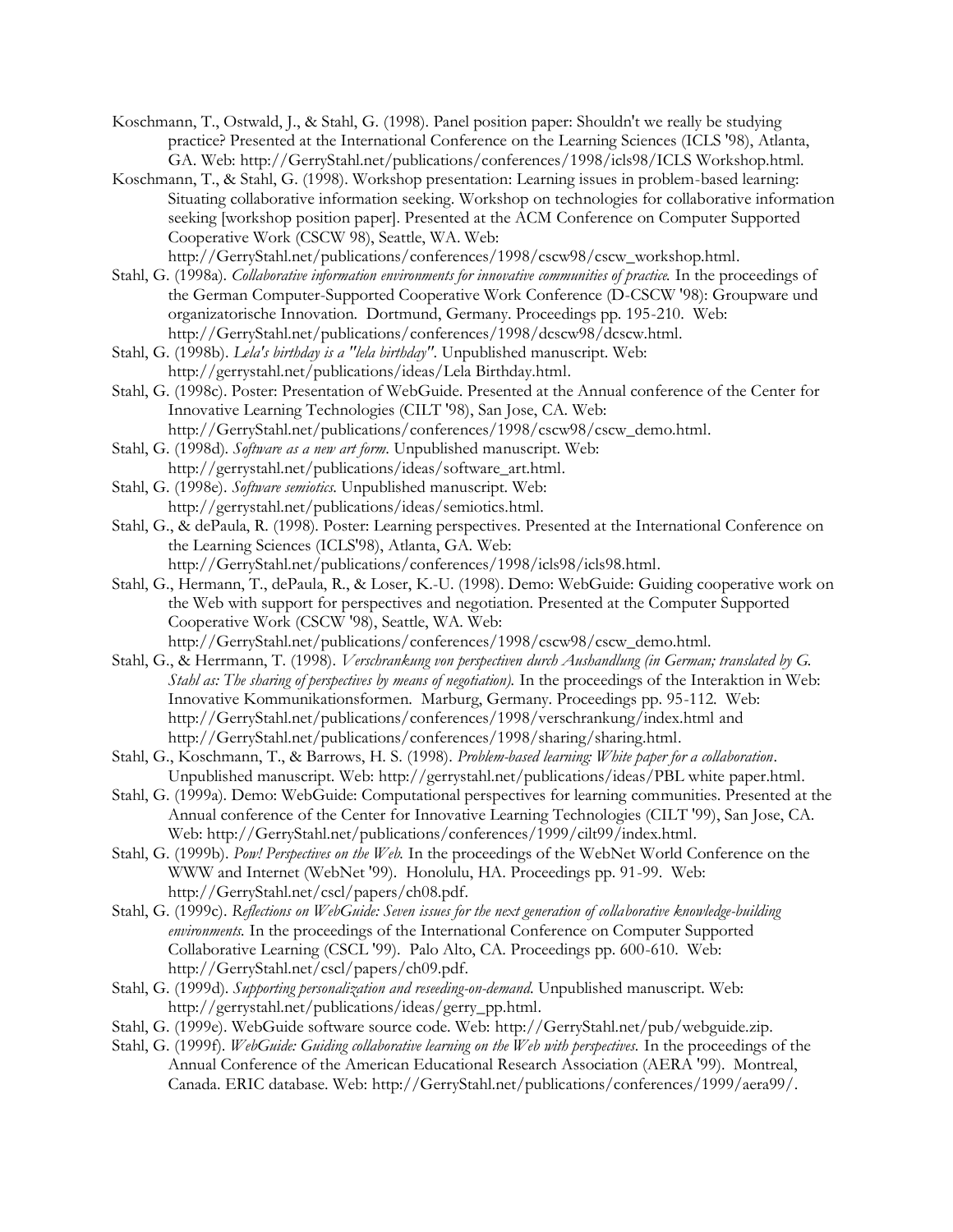Koschmann, T., Ostwald, J., & Stahl, G. (1998). Panel position paper: Shouldn't we really be studying practice? Presented at the International Conference on the Learning Sciences (ICLS '98), Atlanta, GA. Web: http://GerryStahl.net/publications/conferences/1998/icls98/ICLS Workshop.html.

Koschmann, T., & Stahl, G. (1998). Workshop presentation: Learning issues in problem-based learning: Situating collaborative information seeking. Workshop on technologies for collaborative information seeking [workshop position paper]. Presented at the ACM Conference on Computer Supported Cooperative Work (CSCW 98), Seattle, WA. Web: http://GerryStahl.net/publications/conferences/1998/cscw98/cscw_workshop.html.

Stahl, G. (1998a). *Collaborative information environments for innovative communities of practice.* In the proceedings of the German Computer-Supported Cooperative Work Conference (D-CSCW '98): Groupware und organizatorische Innovation. Dortmund, Germany. Proceedings pp. 195-210. Web: http://GerryStahl.net/publications/conferences/1998/dcscw98/dcscw.html.

Stahl, G. (1998b). *Lela's birthday is a "lela birthday"*. Unpublished manuscript. Web: http://gerrystahl.net/publications/ideas/Lela Birthday.html.

Stahl, G. (1998c). Poster: Presentation of WebGuide. Presented at the Annual conference of the Center for Innovative Learning Technologies (CILT '98), San Jose, CA. Web: http://GerryStahl.net/publications/conferences/1998/cscw98/cscw_demo.html.

Stahl, G. (1998d). *Software as a new art form*. Unpublished manuscript. Web: http://gerrystahl.net/publications/ideas/software_art.html.

Stahl, G. (1998e). *Software semiotics.* Unpublished manuscript. Web: http://gerrystahl.net/publications/ideas/semiotics.html.

Stahl, G., & dePaula, R. (1998). Poster: Learning perspectives. Presented at the International Conference on the Learning Sciences (ICLS'98), Atlanta, GA. Web: http://GerryStahl.net/publications/conferences/1998/icls98/icls98.html.

Stahl, G., Hermann, T., dePaula, R., & Loser, K.-U. (1998). Demo: WebGuide: Guiding cooperative work on the Web with support for perspectives and negotiation. Presented at the Computer Supported Cooperative Work (CSCW '98), Seattle, WA. Web: http://GerryStahl.net/publications/conferences/1998/cscw98/cscw_demo.html.

Stahl, G., & Herrmann, T. (1998). *Verschrankung von perspectiven durch Aushandlung (in German; translated by G. Stahl as: The sharing of perspectives by means of negotiation).* In the proceedings of the Interaktion in Web: Innovative Kommunikationsformen. Marburg, Germany. Proceedings pp. 95-112. Web: http://GerryStahl.net/publications/conferences/1998/verschrankung/index.html and http://GerryStahl.net/publications/conferences/1998/sharing/sharing.html.

Stahl, G., Koschmann, T., & Barrows, H. S. (1998). *Problem-based learning: White paper for a collaboration*. Unpublished manuscript. Web: http://gerrystahl.net/publications/ideas/PBL white paper.html.

Stahl, G. (1999a). Demo: WebGuide: Computational perspectives for learning communities. Presented at the Annual conference of the Center for Innovative Learning Technologies (CILT '99), San Jose, CA. Web: http://GerryStahl.net/publications/conferences/1999/cilt99/index.html.

Stahl, G. (1999b). *Pow! Perspectives on the Web.* In the proceedings of the WebNet World Conference on the WWW and Internet (WebNet '99). Honolulu, HA. Proceedings pp. 91-99. Web: http://GerryStahl.net/cscl/papers/ch08.pdf.

Stahl, G. (1999c). *Reflections on WebGuide: Seven issues for the next generation of collaborative knowledge-building environments.* In the proceedings of the International Conference on Computer Supported Collaborative Learning (CSCL '99). Palo Alto, CA. Proceedings pp. 600-610. Web: http://GerryStahl.net/cscl/papers/ch09.pdf.

Stahl, G. (1999d). *Supporting personalization and reseeding-on-demand.* Unpublished manuscript. Web: http://gerrystahl.net/publications/ideas/gerry_pp.html.

Stahl, G. (1999e). WebGuide software source code. Web: http://GerryStahl.net/pub/webguide.zip.

Stahl, G. (1999f). *WebGuide: Guiding collaborative learning on the Web with perspectives.* In the proceedings of the Annual Conference of the American Educational Research Association (AERA '99). Montreal, Canada. ERIC database. Web: http://GerryStahl.net/publications/conferences/1999/aera99/.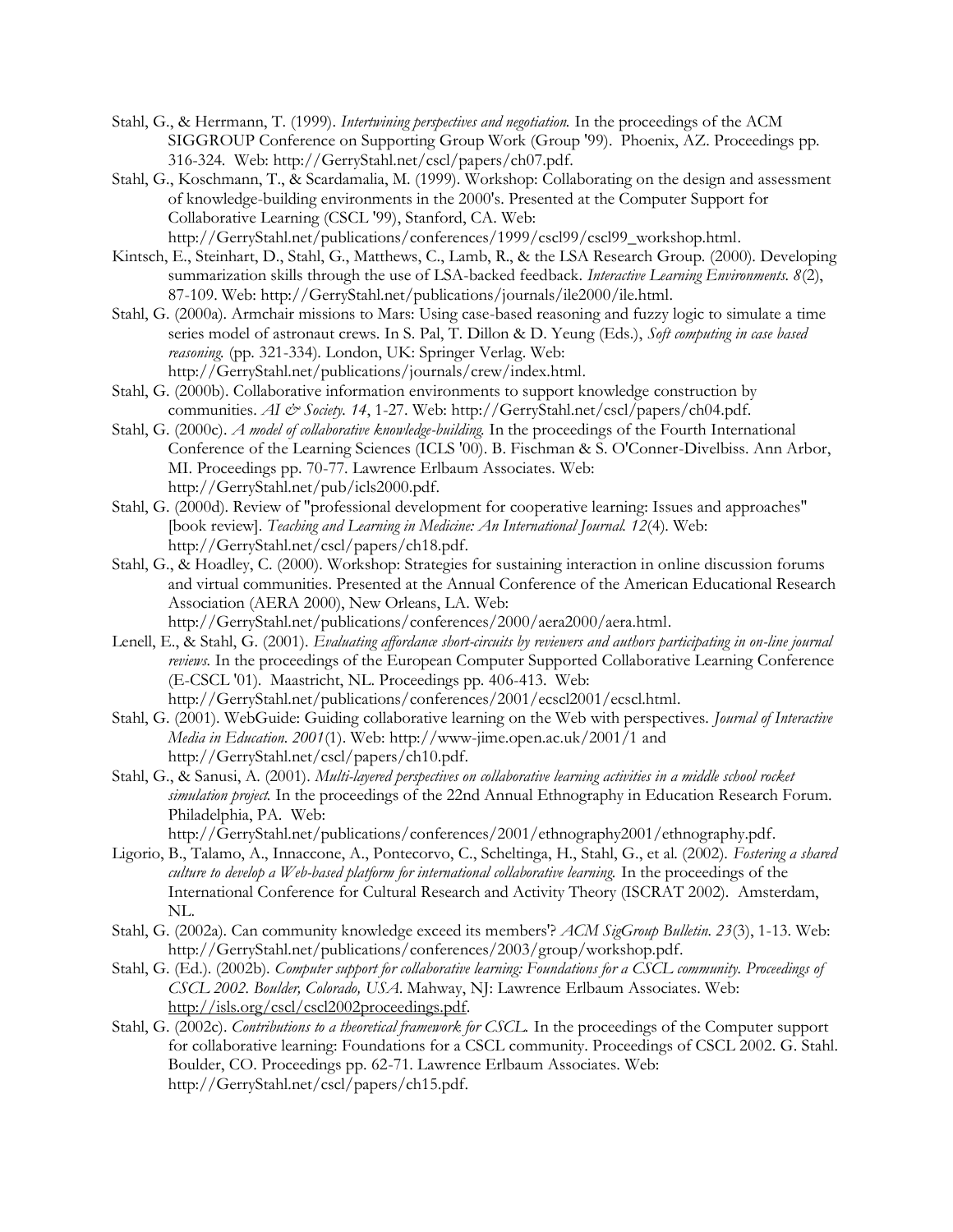Stahl, G., & Herrmann, T. (1999). *Intertwining perspectives and negotiation.* In the proceedings of the ACM SIGGROUP Conference on Supporting Group Work (Group '99). Phoenix, AZ. Proceedings pp. 316-324. Web: http://GerryStahl.net/cscl/papers/ch07.pdf.

Stahl, G., Koschmann, T., & Scardamalia, M. (1999). Workshop: Collaborating on the design and assessment of knowledge-building environments in the 2000's. Presented at the Computer Support for Collaborative Learning (CSCL '99), Stanford, CA. Web: http://GerryStahl.net/publications/conferences/1999/cscl99/cscl99_workshop.html.

Kintsch, E., Steinhart, D., Stahl, G., Matthews, C., Lamb, R., & the LSA Research Group. (2000). Developing summarization skills through the use of LSA-backed feedback. *Interactive Learning Environments. 8*(2), 87-109. Web: http://GerryStahl.net/publications/journals/ile2000/ile.html.

Stahl, G. (2000a). Armchair missions to Mars: Using case-based reasoning and fuzzy logic to simulate a time series model of astronaut crews. In S. Pal, T. Dillon & D. Yeung (Eds.), *Soft computing in case based reasoning.* (pp. 321-334). London, UK: Springer Verlag. Web: http://GerryStahl.net/publications/journals/crew/index.html.

Stahl, G. (2000b). Collaborative information environments to support knowledge construction by communities. *AI & Society. 14*, 1-27. Web: http://GerryStahl.net/cscl/papers/ch04.pdf.

Stahl, G. (2000c). *A model of collaborative knowledge-building.* In the proceedings of the Fourth International Conference of the Learning Sciences (ICLS '00). B. Fischman & S. O'Conner-Divelbiss. Ann Arbor, MI. Proceedings pp. 70-77. Lawrence Erlbaum Associates. Web: http://GerryStahl.net/pub/icls2000.pdf.

Stahl, G. (2000d). Review of "professional development for cooperative learning: Issues and approaches" [book review]. *Teaching and Learning in Medicine: An International Journal. 12*(4). Web: http://GerryStahl.net/cscl/papers/ch18.pdf.

Stahl, G., & Hoadley, C. (2000). Workshop: Strategies for sustaining interaction in online discussion forums and virtual communities. Presented at the Annual Conference of the American Educational Research Association (AERA 2000), New Orleans, LA. Web: http://GerryStahl.net/publications/conferences/2000/aera2000/aera.html.

Lenell, E., & Stahl, G. (2001). *Evaluating affordance short-circuits by reviewers and authors participating in on-line journal reviews.* In the proceedings of the European Computer Supported Collaborative Learning Conference (E-CSCL '01). Maastricht, NL. Proceedings pp. 406-413. Web: http://GerryStahl.net/publications/conferences/2001/ecscl2001/ecscl.html.

Stahl, G. (2001). WebGuide: Guiding collaborative learning on the Web with perspectives. *Journal of Interactive Media in Education. 2001*(1). Web: http://www-jime.open.ac.uk/2001/1 and http://GerryStahl.net/cscl/papers/ch10.pdf.

Stahl, G., & Sanusi, A. (2001). *Multi-layered perspectives on collaborative learning activities in a middle school rocket simulation project.* In the proceedings of the 22nd Annual Ethnography in Education Research Forum. Philadelphia, PA. Web: http://GerryStahl.net/publications/conferences/2001/ethnography2001/ethnography.pdf.

Ligorio, B., Talamo, A., Innaccone, A., Pontecorvo, C., Scheltinga, H., Stahl, G., et al. (2002). *Fostering a shared culture to develop a Web-based platform for international collaborative learning.* In the proceedings of the International Conference for Cultural Research and Activity Theory (ISCRAT 2002). Amsterdam, NL.

Stahl, G. (2002a). Can community knowledge exceed its members'? *ACM SigGroup Bulletin. 23*(3), 1-13. Web: http://GerryStahl.net/publications/conferences/2003/group/workshop.pdf.

Stahl, G. (Ed.). (2002b). *Computer support for collaborative learning: Foundations for a CSCL community. Proceedings of CSCL 2002. Boulder, Colorado, USA.* Mahway, NJ: Lawrence Erlbaum Associates. Web: http://isls.org/cscl/cscl2002proceedings.pdf.

Stahl, G. (2002c). *Contributions to a theoretical framework for CSCL.* In the proceedings of the Computer support for collaborative learning: Foundations for a CSCL community. Proceedings of CSCL 2002. G. Stahl. Boulder, CO. Proceedings pp. 62-71. Lawrence Erlbaum Associates. Web: http://GerryStahl.net/cscl/papers/ch15.pdf.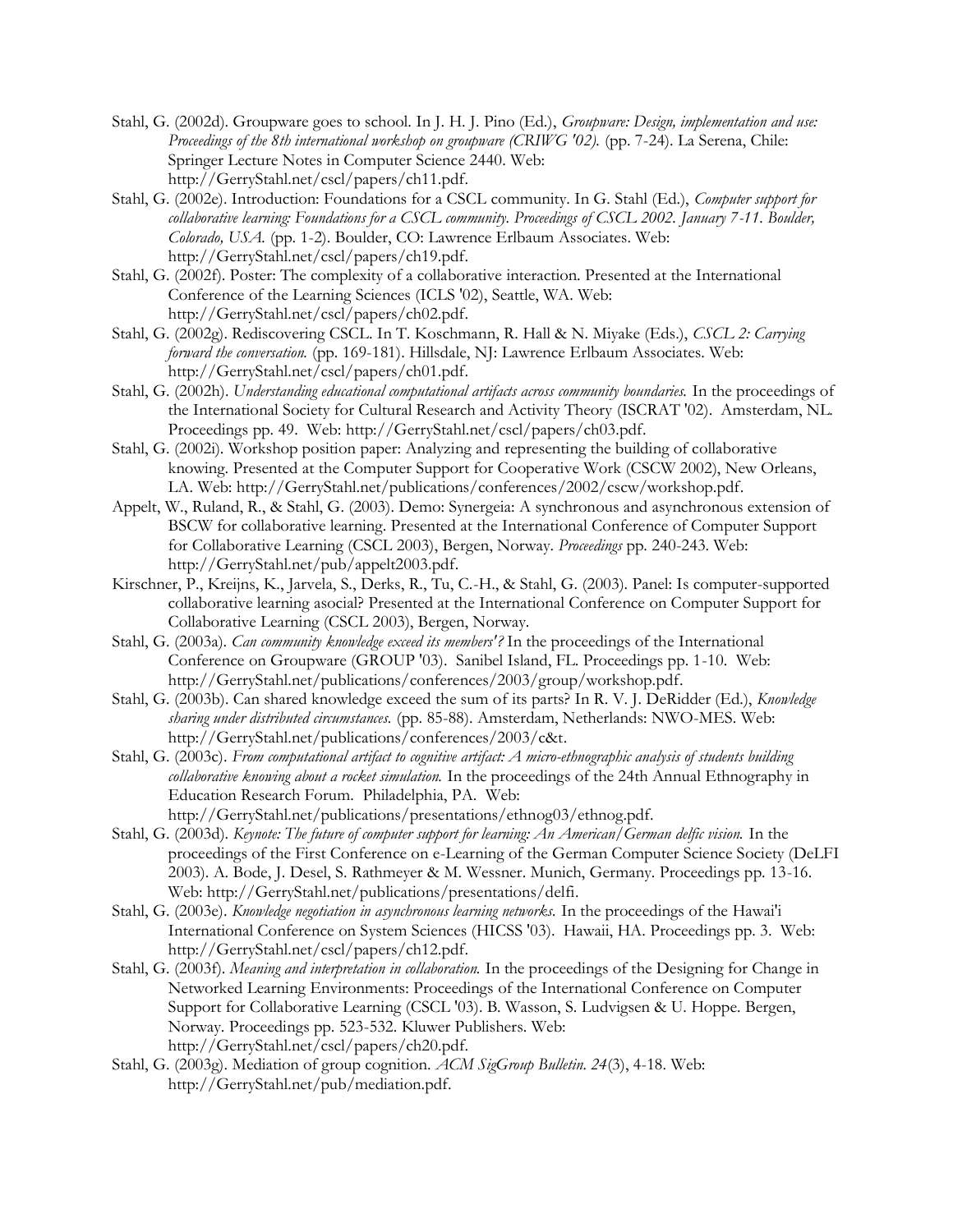Stahl, G. (2002d). Groupware goes to school. In J. H. J. Pino (Ed.), *Groupware: Design, implementation and use: Proceedings of the 8th international workshop on groupware (CRIWG '02).* (pp. 7-24). La Serena, Chile: Springer Lecture Notes in Computer Science 2440. Web: http://GerryStahl.net/cscl/papers/ch11.pdf.

Stahl, G. (2002e). Introduction: Foundations for a CSCL community. In G. Stahl (Ed.), *Computer support for collaborative learning: Foundations for a CSCL community. Proceedings of CSCL 2002. January 7-11. Boulder, Colorado, USA.* (pp. 1-2). Boulder, CO: Lawrence Erlbaum Associates. Web: http://GerryStahl.net/cscl/papers/ch19.pdf.

Stahl, G. (2002f). Poster: The complexity of a collaborative interaction. Presented at the International Conference of the Learning Sciences (ICLS '02), Seattle, WA. Web: http://GerryStahl.net/cscl/papers/ch02.pdf.

Stahl, G. (2002g). Rediscovering CSCL. In T. Koschmann, R. Hall & N. Miyake (Eds.), *CSCL 2: Carrying forward the conversation.* (pp. 169-181). Hillsdale, NJ: Lawrence Erlbaum Associates. Web: http://GerryStahl.net/cscl/papers/ch01.pdf.

Stahl, G. (2002h). *Understanding educational computational artifacts across community boundaries.* In the proceedings of the International Society for Cultural Research and Activity Theory (ISCRAT '02). Amsterdam, NL. Proceedings pp. 49. Web: http://GerryStahl.net/cscl/papers/ch03.pdf.

Stahl, G. (2002i). Workshop position paper: Analyzing and representing the building of collaborative knowing. Presented at the Computer Support for Cooperative Work (CSCW 2002), New Orleans, LA. Web: http://GerryStahl.net/publications/conferences/2002/cscw/workshop.pdf.

Appelt, W., Ruland, R., & Stahl, G. (2003). Demo: Synergeia: A synchronous and asynchronous extension of BSCW for collaborative learning. Presented at the International Conference of Computer Support for Collaborative Learning (CSCL 2003), Bergen, Norway. *Proceedings* pp. 240-243. Web: http://GerryStahl.net/pub/appelt2003.pdf.

Kirschner, P., Kreijns, K., Jarvela, S., Derks, R., Tu, C.-H., & Stahl, G. (2003). Panel: Is computer-supported collaborative learning asocial? Presented at the International Conference on Computer Support for Collaborative Learning (CSCL 2003), Bergen, Norway.

Stahl, G. (2003a). *Can community knowledge exceed its members'?* In the proceedings of the International Conference on Groupware (GROUP '03). Sanibel Island, FL. Proceedings pp. 1-10. Web: http://GerryStahl.net/publications/conferences/2003/group/workshop.pdf.

Stahl, G. (2003b). Can shared knowledge exceed the sum of its parts? In R. V. J. DeRidder (Ed.), *Knowledge sharing under distributed circumstances.* (pp. 85-88). Amsterdam, Netherlands: NWO-MES. Web: http://GerryStahl.net/publications/conferences/2003/c&t.

Stahl, G. (2003c). *From computational artifact to cognitive artifact: A micro-ethnographic analysis of students building collaborative knowing about a rocket simulation.* In the proceedings of the 24th Annual Ethnography in Education Research Forum. Philadelphia, PA. Web: http://GerryStahl.net/publications/presentations/ethnog03/ethnog.pdf.

Stahl, G. (2003d). *Keynote: The future of computer support for learning: An American/German delfic vision.* In the proceedings of the First Conference on e-Learning of the German Computer Science Society (DeLFI 2003). A. Bode, J. Desel, S. Rathmeyer & M. Wessner. Munich, Germany. Proceedings pp. 13-16. Web: http://GerryStahl.net/publications/presentations/delfi.

Stahl, G. (2003e). *Knowledge negotiation in asynchronous learning networks.* In the proceedings of the Hawai'i International Conference on System Sciences (HICSS '03). Hawaii, HA. Proceedings pp. 3. Web: http://GerryStahl.net/cscl/papers/ch12.pdf.

Stahl, G. (2003f). *Meaning and interpretation in collaboration.* In the proceedings of the Designing for Change in Networked Learning Environments: Proceedings of the International Conference on Computer Support for Collaborative Learning (CSCL '03). B. Wasson, S. Ludvigsen & U. Hoppe. Bergen, Norway. Proceedings pp. 523-532. Kluwer Publishers. Web: http://GerryStahl.net/cscl/papers/ch20.pdf.

Stahl, G. (2003g). Mediation of group cognition. *ACM SigGroup Bulletin. 24*(3), 4-18. Web: http://GerryStahl.net/pub/mediation.pdf.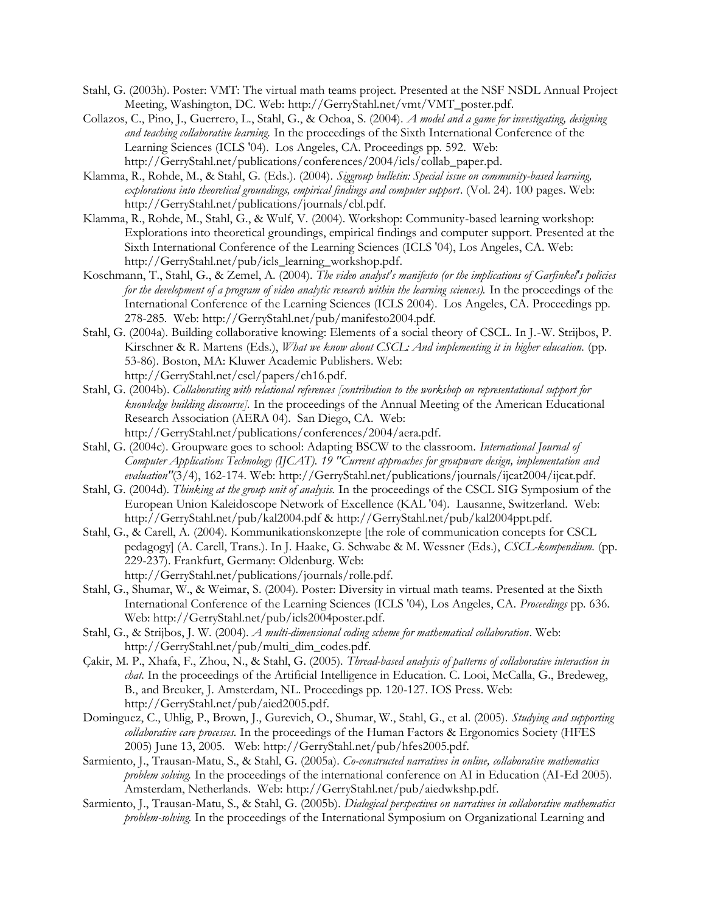Stahl, G. (2003h). Poster: VMT: The virtual math teams project. Presented at the NSF NSDL Annual Project Meeting, Washington, DC. Web: http://GerryStahl.net/vmt/VMT_poster.pdf.

Collazos, C., Pino, J., Guerrero, L., Stahl, G., & Ochoa, S. (2004). *A model and a game for investigating, designing and teaching collaborative learning.* In the proceedings of the Sixth International Conference of the Learning Sciences (ICLS '04). Los Angeles, CA. Proceedings pp. 592. Web: http://GerryStahl.net/publications/conferences/2004/icls/collab_paper.pd.

Klamma, R., Rohde, M., & Stahl, G. (Eds.). (2004). *Siggroup bulletin: Special issue on community-based learning, explorations into theoretical groundings, empirical findings and computer support*. (Vol. 24). 100 pages. Web: http://GerryStahl.net/publications/journals/cbl.pdf.

Klamma, R., Rohde, M., Stahl, G., & Wulf, V. (2004). Workshop: Community-based learning workshop: Explorations into theoretical groundings, empirical findings and computer support. Presented at the Sixth International Conference of the Learning Sciences (ICLS '04), Los Angeles, CA. Web: http://GerryStahl.net/pub/icls_learning_workshop.pdf.

Koschmann, T., Stahl, G., & Zemel, A. (2004). *The video analyst's manifesto (or the implications of Garfinkel's policies for the development of a program of video analytic research within the learning sciences).* In the proceedings of the International Conference of the Learning Sciences (ICLS 2004). Los Angeles, CA. Proceedings pp. 278-285. Web: http://GerryStahl.net/pub/manifesto2004.pdf.

Stahl, G. (2004a). Building collaborative knowing: Elements of a social theory of CSCL. In J.-W. Strijbos, P. Kirschner & R. Martens (Eds.), *What we know about CSCL: And implementing it in higher education.* (pp. 53-86). Boston, MA: Kluwer Academic Publishers. Web: http://GerryStahl.net/cscl/papers/ch16.pdf.

Stahl, G. (2004b). *Collaborating with relational references [contribution to the workshop on representational support for knowledge building discourse]*. In the proceedings of the Annual Meeting of the American Educational Research Association (AERA 04). San Diego, CA. Web: http://GerryStahl.net/publications/conferences/2004/aera.pdf.

Stahl, G. (2004c). Groupware goes to school: Adapting BSCW to the classroom. *International Journal of Computer Applications Technology (IJCAT). 19 "Current approaches for groupware design, implementation and evaluation"*(3/4), 162-174. Web: http://GerryStahl.net/publications/journals/ijcat2004/ijcat.pdf.

Stahl, G. (2004d). *Thinking at the group unit of analysis.* In the proceedings of the CSCL SIG Symposium of the European Union Kaleidoscope Network of Excellence (KAL '04). Lausanne, Switzerland. Web: http://GerryStahl.net/pub/kal2004.pdf & http://GerryStahl.net/pub/kal2004ppt.pdf.

Stahl, G., & Carell, A. (2004). Kommunikationskonzepte [the role of communication concepts for CSCL pedagogy] (A. Carell, Trans.). In J. Haake, G. Schwabe & M. Wessner (Eds.), *CSCL-kompendium.* (pp. 229-237). Frankfurt, Germany: Oldenburg. Web: http://GerryStahl.net/publications/journals/rolle.pdf.

Stahl, G., Shumar, W., & Weimar, S. (2004). Poster: Diversity in virtual math teams. Presented at the Sixth International Conference of the Learning Sciences (ICLS '04), Los Angeles, CA. *Proceedings* pp. 636. Web: http://GerryStahl.net/pub/icls2004poster.pdf.

Stahl, G., & Strijbos, J. W. (2004). *A multi-dimensional coding scheme for mathematical collaboration*. Web: http://GerryStahl.net/pub/multi_dim_codes.pdf.

Çakir, M. P., Xhafa, F., Zhou, N., & Stahl, G. (2005). *Thread-based analysis of patterns of collaborative interaction in chat.* In the proceedings of the Artificial Intelligence in Education. C. Looi, McCalla, G., Bredeweg, B., and Breuker, J. Amsterdam, NL. Proceedings pp. 120-127. IOS Press. Web: http://GerryStahl.net/pub/aied2005.pdf.

Dominguez, C., Uhlig, P., Brown, J., Gurevich, O., Shumar, W., Stahl, G., et al. (2005). *Studying and supporting collaborative care processes.* In the proceedings of the Human Factors & Ergonomics Society (HFES 2005) June 13, 2005. Web: http://GerryStahl.net/pub/hfes2005.pdf.

Sarmiento, J., Trausan-Matu, S., & Stahl, G. (2005a). *Co-constructed narratives in online, collaborative mathematics problem solving.* In the proceedings of the international conference on AI in Education (AI-Ed 2005). Amsterdam, Netherlands. Web: http://GerryStahl.net/pub/aiedwkshp.pdf.

Sarmiento, J., Trausan-Matu, S., & Stahl, G. (2005b). *Dialogical perspectives on narratives in collaborative mathematics problem-solving.* In the proceedings of the International Symposium on Organizational Learning and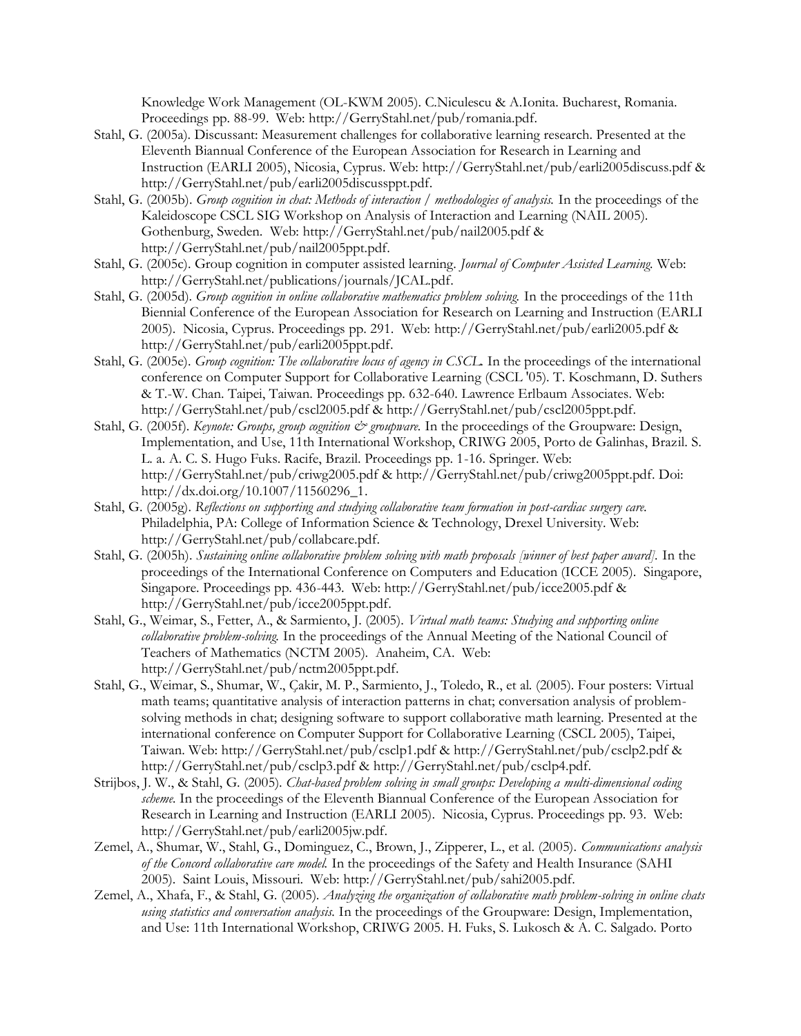Knowledge Work Management (OL-KWM 2005). C.Niculescu & A.Ionita. Bucharest, Romania. Proceedings pp. 88-99. Web: http://GerryStahl.net/pub/romania.pdf.

Stahl, G. (2005a). Discussant: Measurement challenges for collaborative learning research. Presented at the Eleventh Biannual Conference of the European Association for Research in Learning and Instruction (EARLI 2005), Nicosia, Cyprus. Web: http://GerryStahl.net/pub/earli2005discuss.pdf & http://GerryStahl.net/pub/earli2005discussppt.pdf.

Stahl, G. (2005b). *Group cognition in chat: Methods of interaction / methodologies of analysis.* In the proceedings of the Kaleidoscope CSCL SIG Workshop on Analysis of Interaction and Learning (NAIL 2005). Gothenburg, Sweden. Web: http://GerryStahl.net/pub/nail2005.pdf & http://GerryStahl.net/pub/nail2005ppt.pdf.

Stahl, G. (2005c). Group cognition in computer assisted learning. *Journal of Computer Assisted Learning.* Web: http://GerryStahl.net/publications/journals/JCAL.pdf.

Stahl, G. (2005d). *Group cognition in online collaborative mathematics problem solving.* In the proceedings of the 11th Biennial Conference of the European Association for Research on Learning and Instruction (EARLI 2005). Nicosia, Cyprus. Proceedings pp. 291. Web: http://GerryStahl.net/pub/earli2005.pdf & http://GerryStahl.net/pub/earli2005ppt.pdf.

Stahl, G. (2005e). *Group cognition: The collaborative locus of agency in CSCL.* In the proceedings of the international conference on Computer Support for Collaborative Learning (CSCL '05). T. Koschmann, D. Suthers & T.-W. Chan. Taipei, Taiwan. Proceedings pp. 632-640. Lawrence Erlbaum Associates. Web: http://GerryStahl.net/pub/cscl2005.pdf & http://GerryStahl.net/pub/cscl2005ppt.pdf.

Stahl, G. (2005f). *Keynote: Groups, group cognition & groupware.* In the proceedings of the Groupware: Design, Implementation, and Use, 11th International Workshop, CRIWG 2005, Porto de Galinhas, Brazil. S. L. a. A. C. S. Hugo Fuks. Racife, Brazil. Proceedings pp. 1-16. Springer. Web: http://GerryStahl.net/pub/criwg2005.pdf & http://GerryStahl.net/pub/criwg2005ppt.pdf. Doi: http://dx.doi.org/10.1007/11560296_1.

Stahl, G. (2005g). *Reflections on supporting and studying collaborative team formation in post-cardiac surgery care.* Philadelphia, PA: College of Information Science & Technology, Drexel University. Web: http://GerryStahl.net/pub/collabcare.pdf.

Stahl, G. (2005h). *Sustaining online collaborative problem solving with math proposals [winner of best paper award].* In the proceedings of the International Conference on Computers and Education (ICCE 2005). Singapore, Singapore. Proceedings pp. 436-443. Web: http://GerryStahl.net/pub/icce2005.pdf & http://GerryStahl.net/pub/icce2005ppt.pdf.

Stahl, G., Weimar, S., Fetter, A., & Sarmiento, J. (2005). *Virtual math teams: Studying and supporting online collaborative problem-solving.* In the proceedings of the Annual Meeting of the National Council of Teachers of Mathematics (NCTM 2005). Anaheim, CA. Web: http://GerryStahl.net/pub/nctm2005ppt.pdf.

Stahl, G., Weimar, S., Shumar, W., Çakir, M. P., Sarmiento, J., Toledo, R., et al. (2005). Four posters: Virtual math teams; quantitative analysis of interaction patterns in chat; conversation analysis of problem-solving methods in chat; designing software to support collaborative math learning. Presented at the international conference on Computer Support for Collaborative Learning (CSCL 2005), Taipei, Taiwan. Web: http://GerryStahl.net/pub/csclp1.pdf & http://GerryStahl.net/pub/csclp2.pdf & http://GerryStahl.net/pub/csclp3.pdf & http://GerryStahl.net/pub/csclp4.pdf.

Strijbos, J. W., & Stahl, G. (2005). *Chat-based problem solving in small groups: Developing a multi-dimensional coding scheme.* In the proceedings of the Eleventh Biannual Conference of the European Association for Research in Learning and Instruction (EARLI 2005). Nicosia, Cyprus. Proceedings pp. 93. Web: http://GerryStahl.net/pub/earli2005jw.pdf.

Zemel, A., Shumar, W., Stahl, G., Dominguez, C., Brown, J., Zipperer, L., et al. (2005). *Communications analysis of the Concord collaborative care model.* In the proceedings of the Safety and Health Insurance (SAHI 2005). Saint Louis, Missouri. Web: http://GerryStahl.net/pub/sahi2005.pdf.

Zemel, A., Xhafa, F., & Stahl, G. (2005). *Analyzing the organization of collaborative math problem-solving in online chats using statistics and conversation analysis.* In the proceedings of the Groupware: Design, Implementation, and Use: 11th International Workshop, CRIWG 2005. H. Fuks, S. Lukosch & A. C. Salgado. Porto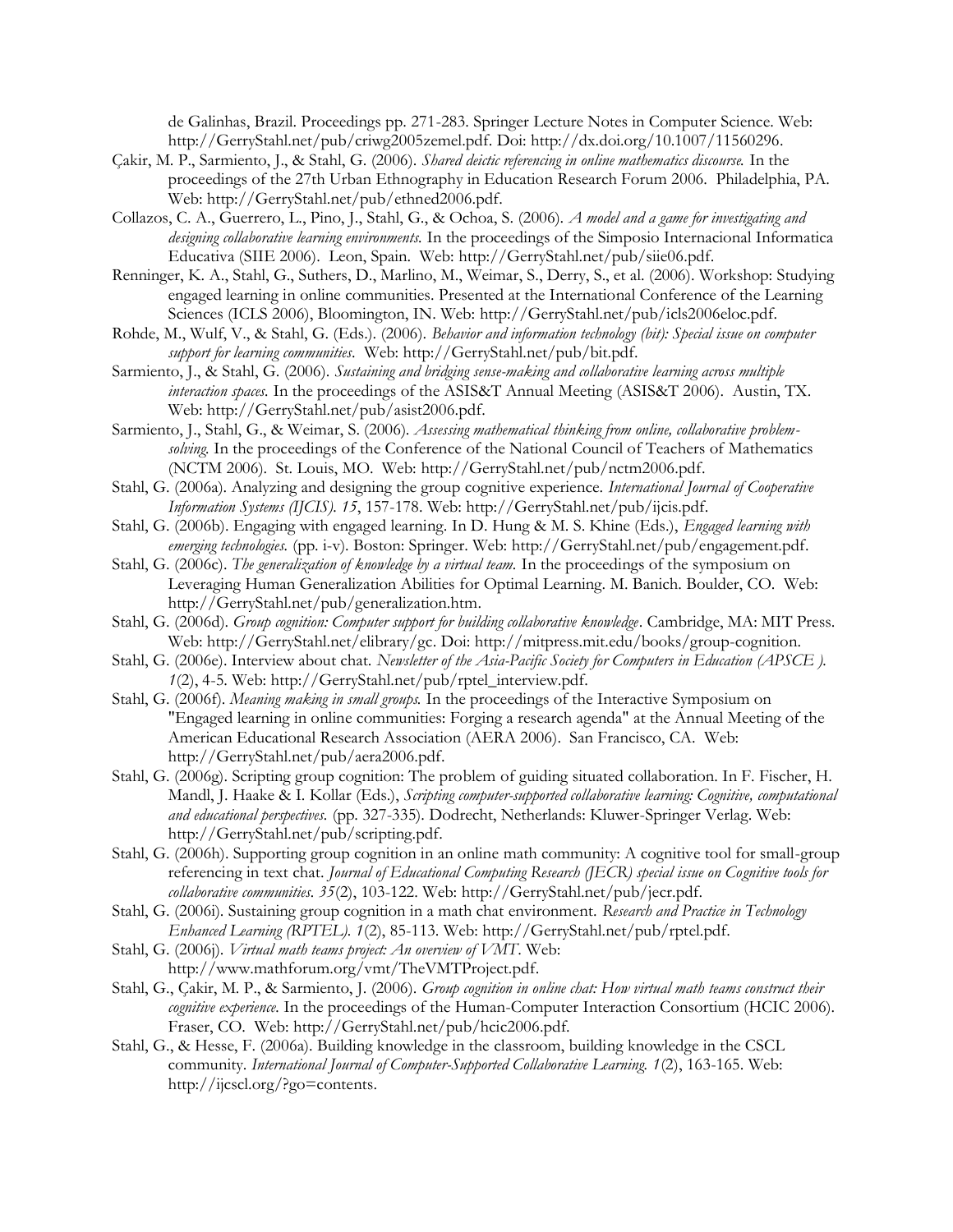de Galinhas, Brazil. Proceedings pp. 271-283. Springer Lecture Notes in Computer Science. Web: http://GerryStahl.net/pub/criwg2005zemel.pdf. Doi: http://dx.doi.org/10.1007/11560296.

Çakir, M. P., Sarmiento, J., & Stahl, G. (2006). *Shared deictic referencing in online mathematics discourse.* In the proceedings of the 27th Urban Ethnography in Education Research Forum 2006. Philadelphia, PA. Web: http://GerryStahl.net/pub/ethned2006.pdf.

Collazos, C. A., Guerrero, L., Pino, J., Stahl, G., & Ochoa, S. (2006). *A model and a game for investigating and designing collaborative learning environments.* In the proceedings of the Simposio Internacional Informatica Educativa (SIIE 2006). Leon, Spain. Web: http://GerryStahl.net/pub/siie06.pdf.

Renninger, K. A., Stahl, G., Suthers, D., Marlino, M., Weimar, S., Derry, S., et al. (2006). Workshop: Studying engaged learning in online communities. Presented at the International Conference of the Learning Sciences (ICLS 2006), Bloomington, IN. Web: http://GerryStahl.net/pub/icls2006eloc.pdf.

Rohde, M., Wulf, V., & Stahl, G. (Eds.). (2006). *Behavior and information technology (bit): Special issue on computer support for learning communities*. Web: http://GerryStahl.net/pub/bit.pdf.

Sarmiento, J., & Stahl, G. (2006). *Sustaining and bridging sense-making and collaborative learning across multiple interaction spaces.* In the proceedings of the ASIS&T Annual Meeting (ASIS&T 2006). Austin, TX. Web: http://GerryStahl.net/pub/asist2006.pdf.

Sarmiento, J., Stahl, G., & Weimar, S. (2006). *Assessing mathematical thinking from online, collaborative problem-solving.* In the proceedings of the Conference of the National Council of Teachers of Mathematics (NCTM 2006). St. Louis, MO. Web: http://GerryStahl.net/pub/nctm2006.pdf.

Stahl, G. (2006a). Analyzing and designing the group cognitive experience. *International Journal of Cooperative Information Systems (IJCIS). 15*, 157-178. Web: http://GerryStahl.net/pub/ijcis.pdf.

Stahl, G. (2006b). Engaging with engaged learning. In D. Hung & M. S. Khine (Eds.), *Engaged learning with emerging technologies*. (pp. i-v). Boston: Springer. Web: http://GerryStahl.net/pub/engagement.pdf.

Stahl, G. (2006c). *The generalization of knowledge by a virtual team.* In the proceedings of the symposium on Leveraging Human Generalization Abilities for Optimal Learning. M. Banich. Boulder, CO. Web: http://GerryStahl.net/pub/generalization.htm.

Stahl, G. (2006d). *Group cognition: Computer support for building collaborative knowledge*. Cambridge, MA: MIT Press. Web: http://GerryStahl.net/elibrary/gc. Doi: http://mitpress.mit.edu/books/group-cognition.

Stahl, G. (2006e). Interview about chat. *Newsletter of the Asia-Pacific Society for Computers in Education (APSCE ). 1*(2), 4-5. Web: http://GerryStahl.net/pub/rptel_interview.pdf.

Stahl, G. (2006f). *Meaning making in small groups.* In the proceedings of the Interactive Symposium on "Engaged learning in online communities: Forging a research agenda" at the Annual Meeting of the American Educational Research Association (AERA 2006). San Francisco, CA. Web: http://GerryStahl.net/pub/aera2006.pdf.

Stahl, G. (2006g). Scripting group cognition: The problem of guiding situated collaboration. In F. Fischer, H. Mandl, J. Haake & I. Kollar (Eds.), *Scripting computer-supported collaborative learning: Cognitive, computational and educational perspectives.* (pp. 327-335). Dodrecht, Netherlands: Kluwer-Springer Verlag. Web: http://GerryStahl.net/pub/scripting.pdf.

Stahl, G. (2006h). Supporting group cognition in an online math community: A cognitive tool for small-group referencing in text chat. *Journal of Educational Computing Research (JECR) special issue on Cognitive tools for collaborative communities. 35*(2), 103-122. Web: http://GerryStahl.net/pub/jecr.pdf.

Stahl, G. (2006i). Sustaining group cognition in a math chat environment. *Research and Practice in Technology Enhanced Learning (RPTEL). 1*(2), 85-113. Web: http://GerryStahl.net/pub/rptel.pdf.

Stahl, G. (2006j). *Virtual math teams project: An overview of VMT*. Web: http://www.mathforum.org/vmt/TheVMTProject.pdf.

Stahl, G., Çakir, M. P., & Sarmiento, J. (2006). *Group cognition in online chat: How virtual math teams construct their cognitive experience.* In the proceedings of the Human-Computer Interaction Consortium (HCIC 2006). Fraser, CO. Web: http://GerryStahl.net/pub/hcic2006.pdf.

Stahl, G., & Hesse, F. (2006a). Building knowledge in the classroom, building knowledge in the CSCL community. *International Journal of Computer-Supported Collaborative Learning. 1*(2), 163-165. Web: http://ijcscl.org/?go=contents.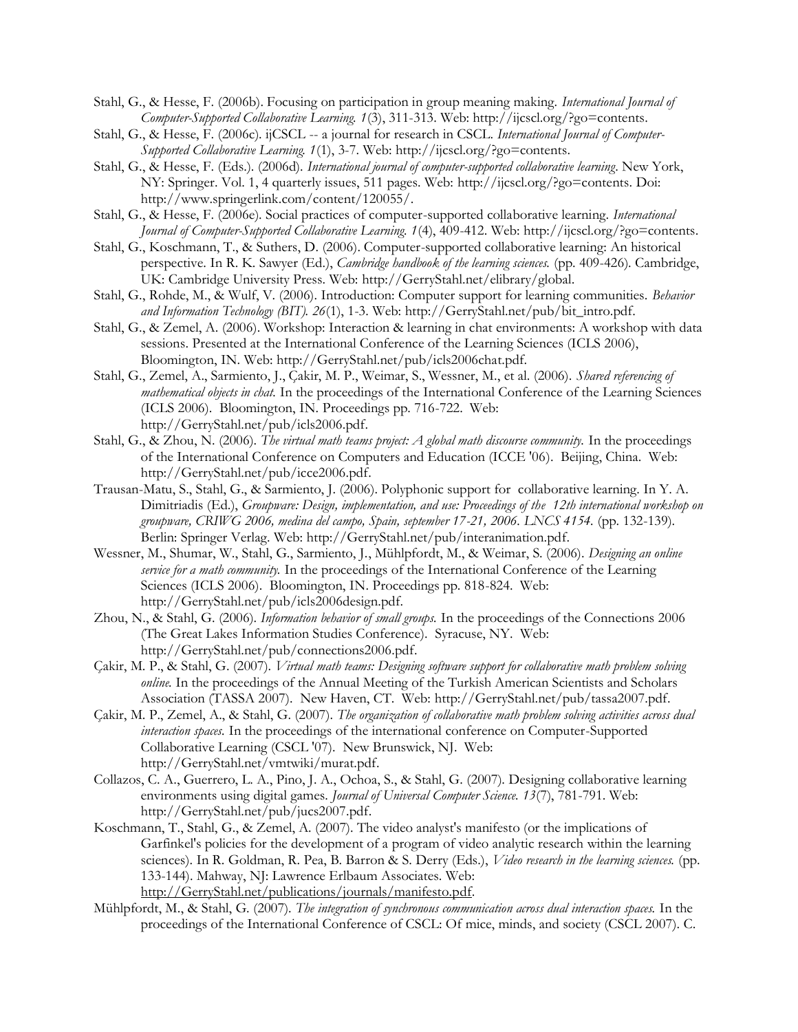Stahl, G., & Hesse, F. (2006b). Focusing on participation in group meaning making. *International Journal of Computer-Supported Collaborative Learning. 1*(3), 311-313. Web: http://ijcscl.org/?go=contents.

Stahl, G., & Hesse, F. (2006c). ijCSCL -- a journal for research in CSCL. *International Journal of Computer-Supported Collaborative Learning. 1*(1), 3-7. Web: http://ijcscl.org/?go=contents.

Stahl, G., & Hesse, F. (Eds.). (2006d). *International journal of computer-supported collaborative learning*. New York, NY: Springer. Vol. 1, 4 quarterly issues, 511 pages. Web: http://ijcscl.org/?go=contents. Doi: http://www.springerlink.com/content/120055/.

Stahl, G., & Hesse, F. (2006e). Social practices of computer-supported collaborative learning. *International Journal of Computer-Supported Collaborative Learning. 1*(4), 409-412. Web: http://ijcscl.org/?go=contents.

Stahl, G., Koschmann, T., & Suthers, D. (2006). Computer-supported collaborative learning: An historical perspective. In R. K. Sawyer (Ed.), *Cambridge handbook of the learning sciences.* (pp. 409-426). Cambridge, UK: Cambridge University Press. Web: http://GerryStahl.net/elibrary/global.

Stahl, G., Rohde, M., & Wulf, V. (2006). Introduction: Computer support for learning communities. *Behavior and Information Technology (BIT). 26*(1), 1-3. Web: http://GerryStahl.net/pub/bit_intro.pdf.

Stahl, G., & Zemel, A. (2006). Workshop: Interaction & learning in chat environments: A workshop with data sessions. Presented at the International Conference of the Learning Sciences (ICLS 2006), Bloomington, IN. Web: http://GerryStahl.net/pub/icls2006chat.pdf.

Stahl, G., Zemel, A., Sarmiento, J., Çakir, M. P., Weimar, S., Wessner, M., et al. (2006). *Shared referencing of mathematical objects in chat.* In the proceedings of the International Conference of the Learning Sciences (ICLS 2006). Bloomington, IN. Proceedings pp. 716-722. Web: http://GerryStahl.net/pub/icls2006.pdf.

Stahl, G., & Zhou, N. (2006). *The virtual math teams project: A global math discourse community.* In the proceedings of the International Conference on Computers and Education (ICCE '06). Beijing, China. Web: http://GerryStahl.net/pub/icce2006.pdf.

Trausan-Matu, S., Stahl, G., & Sarmiento, J. (2006). Polyphonic support for collaborative learning. In Y. A. Dimitriadis (Ed.), *Groupware: Design, implementation, and use: Proceedings of the 12th international workshop on groupware, CRIWG 2006, medina del campo, Spain, september 17-21, 2006. LNCS 4154.* (pp. 132-139). Berlin: Springer Verlag. Web: http://GerryStahl.net/pub/interanimation.pdf.

Wessner, M., Shumar, W., Stahl, G., Sarmiento, J., Mühlpfordt, M., & Weimar, S. (2006). *Designing an online service for a math community.* In the proceedings of the International Conference of the Learning Sciences (ICLS 2006). Bloomington, IN. Proceedings pp. 818-824. Web: http://GerryStahl.net/pub/icls2006design.pdf.

Zhou, N., & Stahl, G. (2006). *Information behavior of small groups.* In the proceedings of the Connections 2006 (The Great Lakes Information Studies Conference). Syracuse, NY. Web: http://GerryStahl.net/pub/connections2006.pdf.

Çakir, M. P., & Stahl, G. (2007). *Virtual math teams: Designing software support for collaborative math problem solving online.* In the proceedings of the Annual Meeting of the Turkish American Scientists and Scholars Association (TASSA 2007). New Haven, CT. Web: http://GerryStahl.net/pub/tassa2007.pdf.

Çakir, M. P., Zemel, A., & Stahl, G. (2007). *The organization of collaborative math problem solving activities across dual interaction spaces.* In the proceedings of the international conference on Computer-Supported Collaborative Learning (CSCL '07). New Brunswick, NJ. Web: http://GerryStahl.net/vmtwiki/murat.pdf.

Collazos, C. A., Guerrero, L. A., Pino, J. A., Ochoa, S., & Stahl, G. (2007). Designing collaborative learning environments using digital games. *Journal of Universal Computer Science. 13*(7), 781-791. Web: http://GerryStahl.net/pub/jucs2007.pdf.

Koschmann, T., Stahl, G., & Zemel, A. (2007). The video analyst's manifesto (or the implications of Garfinkel's policies for the development of a program of video analytic research within the learning sciences). In R. Goldman, R. Pea, B. Barron & S. Derry (Eds.), *Video research in the learning sciences.* (pp. 133-144). Mahway, NJ: Lawrence Erlbaum Associates. Web: http://GerryStahl.net/publications/journals/manifesto.pdf.

Mühlpfordt, M., & Stahl, G. (2007). *The integration of synchronous communication across dual interaction spaces.* In the proceedings of the International Conference of CSCL: Of mice, minds, and society (CSCL 2007). C.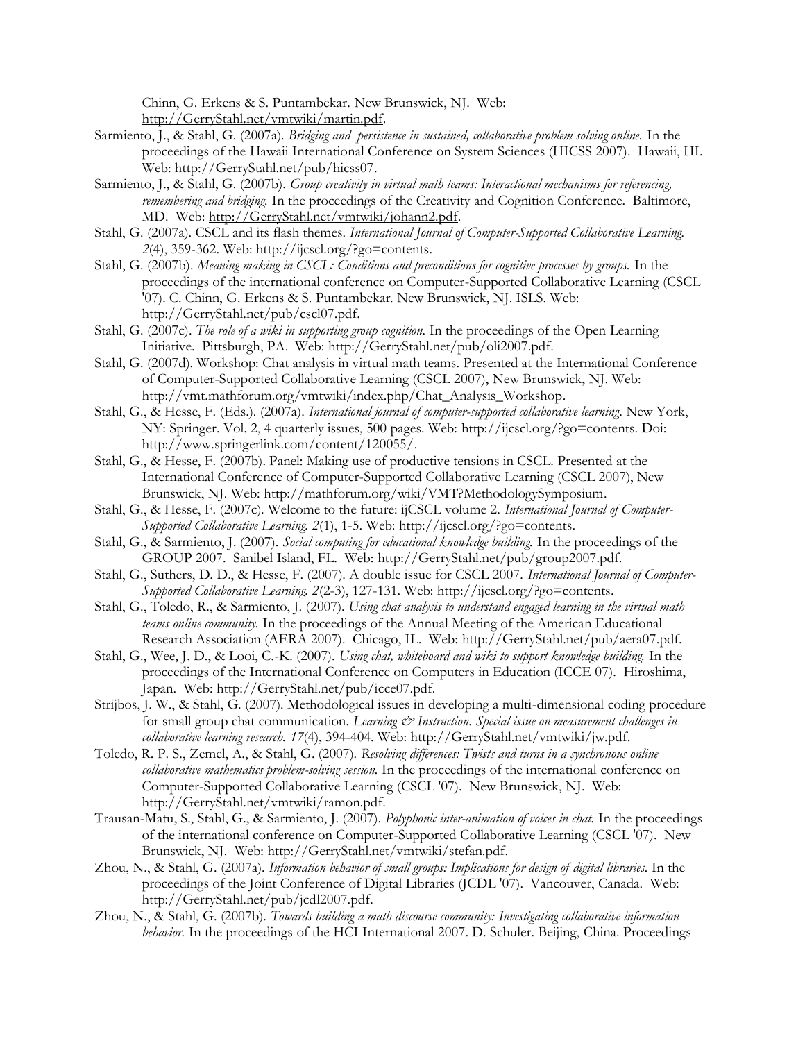Chinn, G. Erkens & S. Puntambekar. New Brunswick, NJ. Web: http://GerryStahl.net/vmtwiki/martin.pdf.

Sarmiento, J., & Stahl, G. (2007a). *Bridging and persistence in sustained, collaborative problem solving online.* In the proceedings of the Hawaii International Conference on System Sciences (HICSS 2007). Hawaii, HI. Web: http://GerryStahl.net/pub/hicss07.

Sarmiento, J., & Stahl, G. (2007b). *Group creativity in virtual math teams: Interactional mechanisms for referencing, remembering and bridging.* In the proceedings of the Creativity and Cognition Conference. Baltimore, MD. Web: http://GerryStahl.net/vmtwiki/johann2.pdf.

Stahl, G. (2007a). CSCL and its flash themes. *International Journal of Computer-Supported Collaborative Learning. 2*(4), 359-362. Web: http://ijcscl.org/?go=contents.

Stahl, G. (2007b). *Meaning making in CSCL: Conditions and preconditions for cognitive processes by groups.* In the proceedings of the international conference on Computer-Supported Collaborative Learning (CSCL '07). C. Chinn, G. Erkens & S. Puntambekar. New Brunswick, NJ. ISLS. Web: http://GerryStahl.net/pub/cscl07.pdf.

Stahl, G. (2007c). *The role of a wiki in supporting group cognition.* In the proceedings of the Open Learning Initiative. Pittsburgh, PA. Web: http://GerryStahl.net/pub/oli2007.pdf.

Stahl, G. (2007d). Workshop: Chat analysis in virtual math teams. Presented at the International Conference of Computer-Supported Collaborative Learning (CSCL 2007), New Brunswick, NJ. Web: http://vmt.mathforum.org/vmtwiki/index.php/Chat_Analysis_Workshop.

Stahl, G., & Hesse, F. (Eds.). (2007a). *International journal of computer-supported collaborative learning.* New York, NY: Springer. Vol. 2, 4 quarterly issues, 500 pages. Web: http://ijcscl.org/?go=contents. Doi: http://www.springerlink.com/content/120055/.

Stahl, G., & Hesse, F. (2007b). Panel: Making use of productive tensions in CSCL. Presented at the International Conference of Computer-Supported Collaborative Learning (CSCL 2007), New Brunswick, NJ. Web: http://mathforum.org/wiki/VMT?MethodologySymposium.

Stahl, G., & Hesse, F. (2007c). Welcome to the future: ijCSCL volume 2. *International Journal of Computer-Supported Collaborative Learning. 2*(1), 1-5. Web: http://ijcscl.org/?go=contents.

Stahl, G., & Sarmiento, J. (2007). *Social computing for educational knowledge building.* In the proceedings of the GROUP 2007. Sanibel Island, FL. Web: http://GerryStahl.net/pub/group2007.pdf.

Stahl, G., Suthers, D. D., & Hesse, F. (2007). A double issue for CSCL 2007. *International Journal of Computer-Supported Collaborative Learning. 2*(2-3), 127-131. Web: http://ijcscl.org/?go=contents.

Stahl, G., Toledo, R., & Sarmiento, J. (2007). *Using chat analysis to understand engaged learning in the virtual math teams online community.* In the proceedings of the Annual Meeting of the American Educational Research Association (AERA 2007). Chicago, IL. Web: http://GerryStahl.net/pub/aera07.pdf.

Stahl, G., Wee, J. D., & Looi, C.-K. (2007). *Using chat, whiteboard and wiki to support knowledge building.* In the proceedings of the International Conference on Computers in Education (ICCE 07). Hiroshima, Japan. Web: http://GerryStahl.net/pub/icce07.pdf.

Strijbos, J. W., & Stahl, G. (2007). Methodological issues in developing a multi-dimensional coding procedure for small group chat communication. *Learning & Instruction. Special issue on measurement challenges in collaborative learning research. 17*(4), 394-404. Web: http://GerryStahl.net/vmtwiki/jw.pdf.

Toledo, R. P. S., Zemel, A., & Stahl, G. (2007). *Resolving differences: Twists and turns in a synchronous online collaborative mathematics problem-solving session.* In the proceedings of the international conference on Computer-Supported Collaborative Learning (CSCL '07). New Brunswick, NJ. Web: http://GerryStahl.net/vmtwiki/ramon.pdf.

Trausan-Matu, S., Stahl, G., & Sarmiento, J. (2007). *Polyphonic inter-animation of voices in chat.* In the proceedings of the international conference on Computer-Supported Collaborative Learning (CSCL '07). New Brunswick, NJ. Web: http://GerryStahl.net/vmtwiki/stefan.pdf.

Zhou, N., & Stahl, G. (2007a). *Information behavior of small groups: Implications for design of digital libraries.* In the proceedings of the Joint Conference of Digital Libraries (JCDL '07). Vancouver, Canada. Web: http://GerryStahl.net/pub/jcdl2007.pdf.

Zhou, N., & Stahl, G. (2007b). *Towards building a math discourse community: Investigating collaborative information behavior.* In the proceedings of the HCI International 2007. D. Schuler. Beijing, China. Proceedings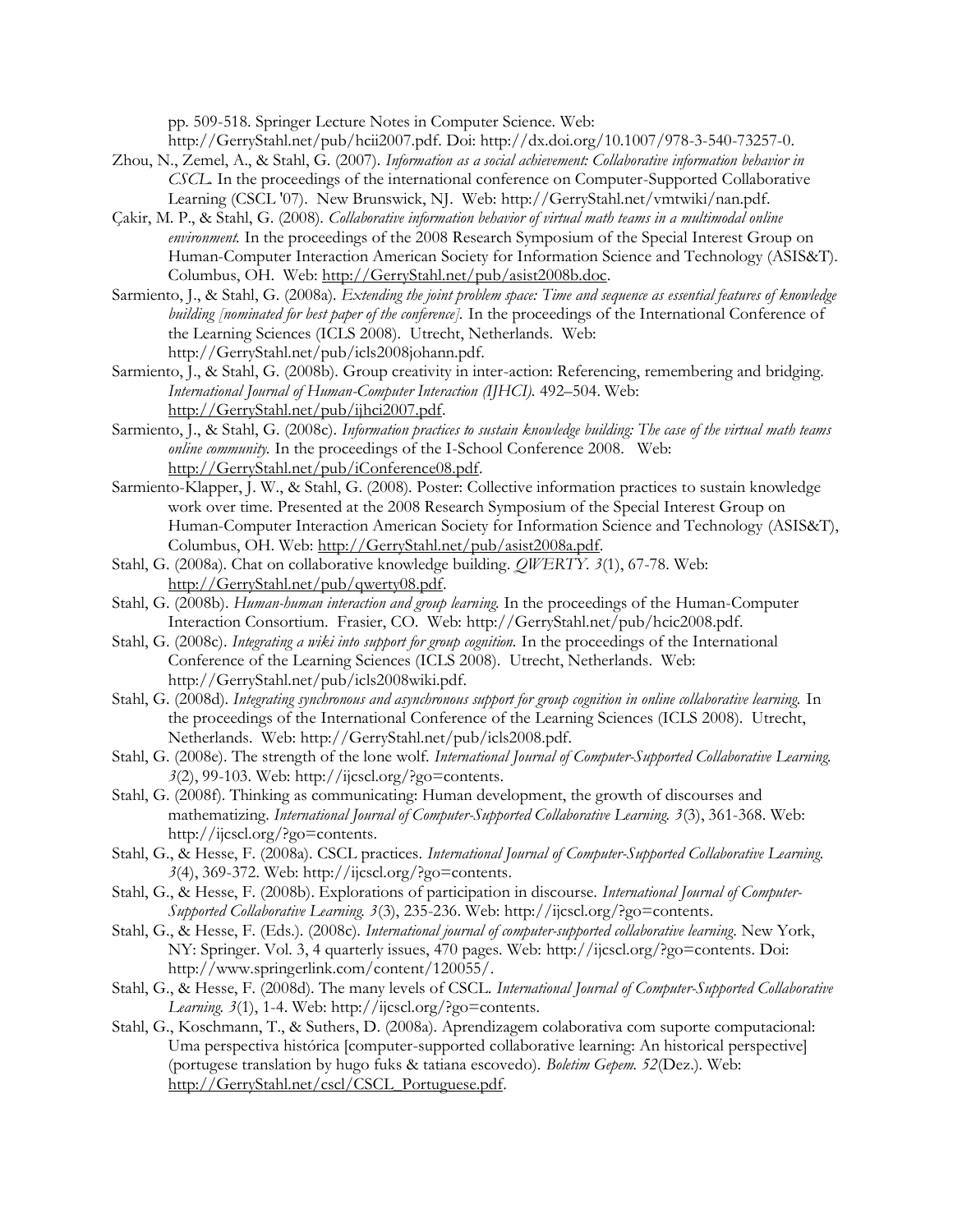pp. 509-518. Springer Lecture Notes in Computer Science. Web: http://GerryStahl.net/pub/hcii2007.pdf. Doi: http://dx.doi.org/10.1007/978-3-540-73257-0.

Zhou, N., Zemel, A., & Stahl, G. (2007). *Information as a social achievement: Collaborative information behavior in CSCL.* In the proceedings of the international conference on Computer-Supported Collaborative Learning (CSCL '07). New Brunswick, NJ. Web: http://GerryStahl.net/vmtwiki/nan.pdf.

Çakir, M. P., & Stahl, G. (2008). *Collaborative information behavior of virtual math teams in a multimodal online environment.* In the proceedings of the 2008 Research Symposium of the Special Interest Group on Human-Computer Interaction American Society for Information Science and Technology (ASIS&T). Columbus, OH. Web: http://GerryStahl.net/pub/asist2008b.doc.

Sarmiento, J., & Stahl, G. (2008a). *Extending the joint problem space: Time and sequence as essential features of knowledge building [nominated for best paper of the conference].* In the proceedings of the International Conference of the Learning Sciences (ICLS 2008). Utrecht, Netherlands. Web: http://GerryStahl.net/pub/icls2008johann.pdf.

Sarmiento, J., & Stahl, G. (2008b). Group creativity in inter-action: Referencing, remembering and bridging. *International Journal of Human-Computer Interaction (IJHCI).* 492–504. Web: http://GerryStahl.net/pub/ijhci2007.pdf.

Sarmiento, J., & Stahl, G. (2008c). *Information practices to sustain knowledge building: The case of the virtual math teams online community.* In the proceedings of the I-School Conference 2008. Web: http://GerryStahl.net/pub/iConference08.pdf.

Sarmiento-Klapper, J. W., & Stahl, G. (2008). Poster: Collective information practices to sustain knowledge work over time. Presented at the 2008 Research Symposium of the Special Interest Group on Human-Computer Interaction American Society for Information Science and Technology (ASIS&T), Columbus, OH. Web: http://GerryStahl.net/pub/asist2008a.pdf.

Stahl, G. (2008a). Chat on collaborative knowledge building. *QWERTY. 3*(1), 67-78. Web: http://GerryStahl.net/pub/qwerty08.pdf.

Stahl, G. (2008b). *Human-human interaction and group learning.* In the proceedings of the Human-Computer Interaction Consortium. Frasier, CO. Web: http://GerryStahl.net/pub/hcic2008.pdf.

Stahl, G. (2008c). *Integrating a wiki into support for group cognition.* In the proceedings of the International Conference of the Learning Sciences (ICLS 2008). Utrecht, Netherlands. Web: http://GerryStahl.net/pub/icls2008wiki.pdf.

Stahl, G. (2008d). *Integrating synchronous and asynchronous support for group cognition in online collaborative learning.* In the proceedings of the International Conference of the Learning Sciences (ICLS 2008). Utrecht, Netherlands. Web: http://GerryStahl.net/pub/icls2008.pdf.

Stahl, G. (2008e). The strength of the lone wolf. *International Journal of Computer-Supported Collaborative Learning. 3*(2), 99-103. Web: http://ijcscl.org/?go=contents.

Stahl, G. (2008f). Thinking as communicating: Human development, the growth of discourses and mathematizing. *International Journal of Computer-Supported Collaborative Learning. 3*(3), 361-368. Web: http://ijcscl.org/?go=contents.

Stahl, G., & Hesse, F. (2008a). CSCL practices. *International Journal of Computer-Supported Collaborative Learning. 3*(4), 369-372. Web: http://ijcscl.org/?go=contents.

Stahl, G., & Hesse, F. (2008b). Explorations of participation in discourse. *International Journal of Computer-Supported Collaborative Learning. 3*(3), 235-236. Web: http://ijcscl.org/?go=contents.

Stahl, G., & Hesse, F. (Eds.). (2008c). *International journal of computer-supported collaborative learning*. New York, NY: Springer. Vol. 3, 4 quarterly issues, 470 pages. Web: http://ijcscl.org/?go=contents. Doi: http://www.springerlink.com/content/120055/.

Stahl, G., & Hesse, F. (2008d). The many levels of CSCL. *International Journal of Computer-Supported Collaborative Learning. 3*(1), 1-4. Web: http://ijcscl.org/?go=contents.

Stahl, G., Koschmann, T., & Suthers, D. (2008a). Aprendizagem colaborativa com suporte computacional: Uma perspectiva histórica [computer-supported collaborative learning: An historical perspective] (portugese translation by hugo fuks & tatiana escovedo). *Boletim Gepem. 52*(Dez.). Web: http://GerryStahl.net/cscl/CSCL_Portuguese.pdf.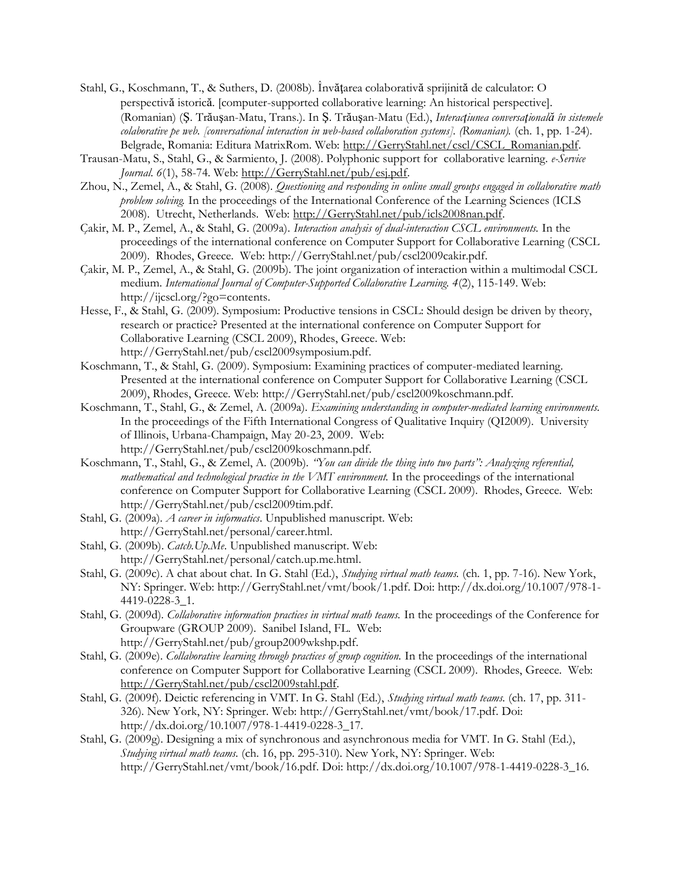Stahl, G., Koschmann, T., & Suthers, D. (2008b). Învăţarea colaborativă sprijinită de calculator: O perspectivă istorică. [computer-supported collaborative learning: An historical perspective]. (Romanian) (Ş. Trăuşan-Matu, Trans.). In Ş. Trăuşan-Matu (Ed.), *Interacţiunea conversaţională în sistemele colaborative pe web. [conversational interaction in web-based collaboration systems]. (Romanian).* (ch. 1, pp. 1-24). Belgrade, Romania: Editura MatrixRom. Web: http://GerryStahl.net/cscl/CSCL_Romanian.pdf.

Trausan-Matu, S., Stahl, G., & Sarmiento, J. (2008). Polyphonic support for collaborative learning. *e-Service Journal. 6*(1), 58-74. Web: http://GerryStahl.net/pub/esj.pdf.

Zhou, N., Zemel, A., & Stahl, G. (2008). *Questioning and responding in online small groups engaged in collaborative math problem solving.* In the proceedings of the International Conference of the Learning Sciences (ICLS 2008). Utrecht, Netherlands. Web: http://GerryStahl.net/pub/icls2008nan.pdf.

Çakir, M. P., Zemel, A., & Stahl, G. (2009a). *Interaction analysis of dual-interaction CSCL environments.* In the proceedings of the international conference on Computer Support for Collaborative Learning (CSCL 2009). Rhodes, Greece. Web: http://GerryStahl.net/pub/cscl2009cakir.pdf.

Çakir, M. P., Zemel, A., & Stahl, G. (2009b). The joint organization of interaction within a multimodal CSCL medium. *International Journal of Computer-Supported Collaborative Learning. 4*(2), 115-149. Web: http://ijcscl.org/?go=contents.

Hesse, F., & Stahl, G. (2009). Symposium: Productive tensions in CSCL: Should design be driven by theory, research or practice? Presented at the international conference on Computer Support for Collaborative Learning (CSCL 2009), Rhodes, Greece. Web: http://GerryStahl.net/pub/cscl2009symposium.pdf.

Koschmann, T., & Stahl, G. (2009). Symposium: Examining practices of computer-mediated learning. Presented at the international conference on Computer Support for Collaborative Learning (CSCL 2009), Rhodes, Greece. Web: http://GerryStahl.net/pub/cscl2009koschmann.pdf.

Koschmann, T., Stahl, G., & Zemel, A. (2009a). *Examining understanding in computer-mediated learning environments.* In the proceedings of the Fifth International Congress of Qualitative Inquiry (QI2009). University of Illinois, Urbana-Champaign, May 20-23, 2009. Web: http://GerryStahl.net/pub/cscl2009koschmann.pdf.

Koschmann, T., Stahl, G., & Zemel, A. (2009b). *"You can divide the thing into two parts": Analyzing referential, mathematical and technological practice in the VMT environment.* In the proceedings of the international conference on Computer Support for Collaborative Learning (CSCL 2009). Rhodes, Greece. Web: http://GerryStahl.net/pub/cscl2009tim.pdf.

Stahl, G. (2009a). *A career in informatics*. Unpublished manuscript. Web: http://GerryStahl.net/personal/career.html.

Stahl, G. (2009b). *Catch.Up.Me*. Unpublished manuscript. Web: http://GerryStahl.net/personal/catch.up.me.html.

Stahl, G. (2009c). A chat about chat. In G. Stahl (Ed.), *Studying virtual math teams.* (ch. 1, pp. 7-16). New York, NY: Springer. Web: http://GerryStahl.net/vmt/book/1.pdf. Doi: http://dx.doi.org/10.1007/978-1-4419-0228-3_1.

Stahl, G. (2009d). *Collaborative information practices in virtual math teams.* In the proceedings of the Conference for Groupware (GROUP 2009). Sanibel Island, FL. Web: http://GerryStahl.net/pub/group2009wkshp.pdf.

Stahl, G. (2009e). *Collaborative learning through practices of group cognition.* In the proceedings of the international conference on Computer Support for Collaborative Learning (CSCL 2009). Rhodes, Greece. Web: http://GerryStahl.net/pub/cscl2009stahl.pdf.

Stahl, G. (2009f). Deictic referencing in VMT. In G. Stahl (Ed.), *Studying virtual math teams.* (ch. 17, pp. 311-326). New York, NY: Springer. Web: http://GerryStahl.net/vmt/book/17.pdf. Doi: http://dx.doi.org/10.1007/978-1-4419-0228-3_17.

Stahl, G. (2009g). Designing a mix of synchronous and asynchronous media for VMT. In G. Stahl (Ed.), *Studying virtual math teams.* (ch. 16, pp. 295-310). New York, NY: Springer. Web: http://GerryStahl.net/vmt/book/16.pdf. Doi: http://dx.doi.org/10.1007/978-1-4419-0228-3_16.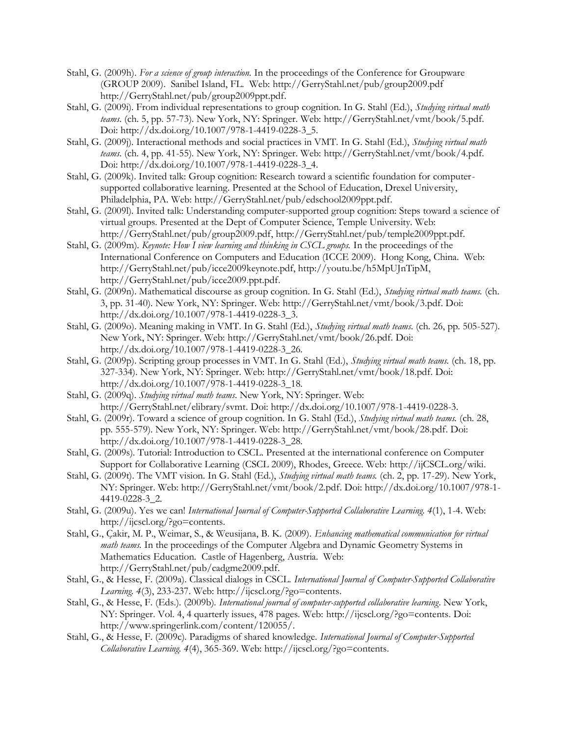Stahl, G. (2009h). *For a science of group interaction.* In the proceedings of the Conference for Groupware (GROUP 2009). Sanibel Island, FL. Web: http://GerryStahl.net/pub/group2009.pdf http://GerryStahl.net/pub/group2009ppt.pdf.

Stahl, G. (2009i). From individual representations to group cognition. In G. Stahl (Ed.), *Studying virtual math teams*. (ch. 5, pp. 57-73). New York, NY: Springer. Web: http://GerryStahl.net/vmt/book/5.pdf. Doi: http://dx.doi.org/10.1007/978-1-4419-0228-3_5.

Stahl, G. (2009j). Interactional methods and social practices in VMT. In G. Stahl (Ed.), *Studying virtual math teams*. (ch. 4, pp. 41-55). New York, NY: Springer. Web: http://GerryStahl.net/vmt/book/4.pdf. Doi: http://dx.doi.org/10.1007/978-1-4419-0228-3_4.

Stahl, G. (2009k). Invited talk: Group cognition: Research toward a scientific foundation for computer-supported collaborative learning. Presented at the School of Education, Drexel University, Philadelphia, PA. Web: http://GerryStahl.net/pub/edschool2009ppt.pdf.

Stahl, G. (2009l). Invited talk: Understanding computer-supported group cognition: Steps toward a science of virtual groups. Presented at the Dept of Computer Science, Temple University. Web: http://GerryStahl.net/pub/group2009.pdf, http://GerryStahl.net/pub/temple2009ppt.pdf.

Stahl, G. (2009m). *Keynote: How I view learning and thinking in CSCL groups.* In the proceedings of the International Conference on Computers and Education (ICCE 2009). Hong Kong, China. Web: http://GerryStahl.net/pub/icce2009keynote.pdf, http://youtu.be/h5MpUJnTipM, http://GerryStahl.net/pub/icce2009.ppt.pdf.

Stahl, G. (2009n). Mathematical discourse as group cognition. In G. Stahl (Ed.), *Studying virtual math teams.* (ch. 3, pp. 31-40). New York, NY: Springer. Web: http://GerryStahl.net/vmt/book/3.pdf. Doi: http://dx.doi.org/10.1007/978-1-4419-0228-3_3.

Stahl, G. (2009o). Meaning making in VMT. In G. Stahl (Ed.), *Studying virtual math teams*. (ch. 26, pp. 505-527). New York, NY: Springer. Web: http://GerryStahl.net/vmt/book/26.pdf. Doi: http://dx.doi.org/10.1007/978-1-4419-0228-3_26.

Stahl, G. (2009p). Scripting group processes in VMT. In G. Stahl (Ed.), *Studying virtual math teams.* (ch. 18, pp. 327-334). New York, NY: Springer. Web: http://GerryStahl.net/vmt/book/18.pdf. Doi: http://dx.doi.org/10.1007/978-1-4419-0228-3_18.

Stahl, G. (2009q). *Studying virtual math teams*. New York, NY: Springer. Web: http://GerryStahl.net/elibrary/svmt. Doi: http://dx.doi.org/10.1007/978-1-4419-0228-3.

Stahl, G. (2009r). Toward a science of group cognition. In G. Stahl (Ed.), *Studying virtual math teams.* (ch. 28, pp. 555-579). New York, NY: Springer. Web: http://GerryStahl.net/vmt/book/28.pdf. Doi: http://dx.doi.org/10.1007/978-1-4419-0228-3_28.

Stahl, G. (2009s). Tutorial: Introduction to CSCL. Presented at the international conference on Computer Support for Collaborative Learning (CSCL 2009), Rhodes, Greece. Web: http://ijCSCL.org/wiki.

Stahl, G. (2009t). The VMT vision. In G. Stahl (Ed.), *Studying virtual math teams.* (ch. 2, pp. 17-29). New York, NY: Springer. Web: http://GerryStahl.net/vmt/book/2.pdf. Doi: http://dx.doi.org/10.1007/978-1-4419-0228-3_2.

Stahl, G. (2009u). Yes we can! *International Journal of Computer-Supported Collaborative Learning. 4*(1), 1-4. Web: http://ijcscl.org/?go=contents.

Stahl, G., Çakir, M. P., Weimar, S., & Weusijana, B. K. (2009). *Enhancing mathematical communication for virtual math teams.* In the proceedings of the Computer Algebra and Dynamic Geometry Systems in Mathematics Education. Castle of Hagenberg, Austria. Web: http://GerryStahl.net/pub/cadgme2009.pdf.

Stahl, G., & Hesse, F. (2009a). Classical dialogs in CSCL. *International Journal of Computer-Supported Collaborative Learning. 4*(3), 233-237. Web: http://ijcscl.org/?go=contents.

Stahl, G., & Hesse, F. (Eds.). (2009b). *International journal of computer-supported collaborative learning*. New York, NY: Springer. Vol. 4, 4 quarterly issues, 478 pages. Web: http://ijcscl.org/?go=contents. Doi: http://www.springerlink.com/content/120055/.

Stahl, G., & Hesse, F. (2009c). Paradigms of shared knowledge. *International Journal of Computer-Supported Collaborative Learning. 4*(4), 365-369. Web: http://ijcscl.org/?go=contents.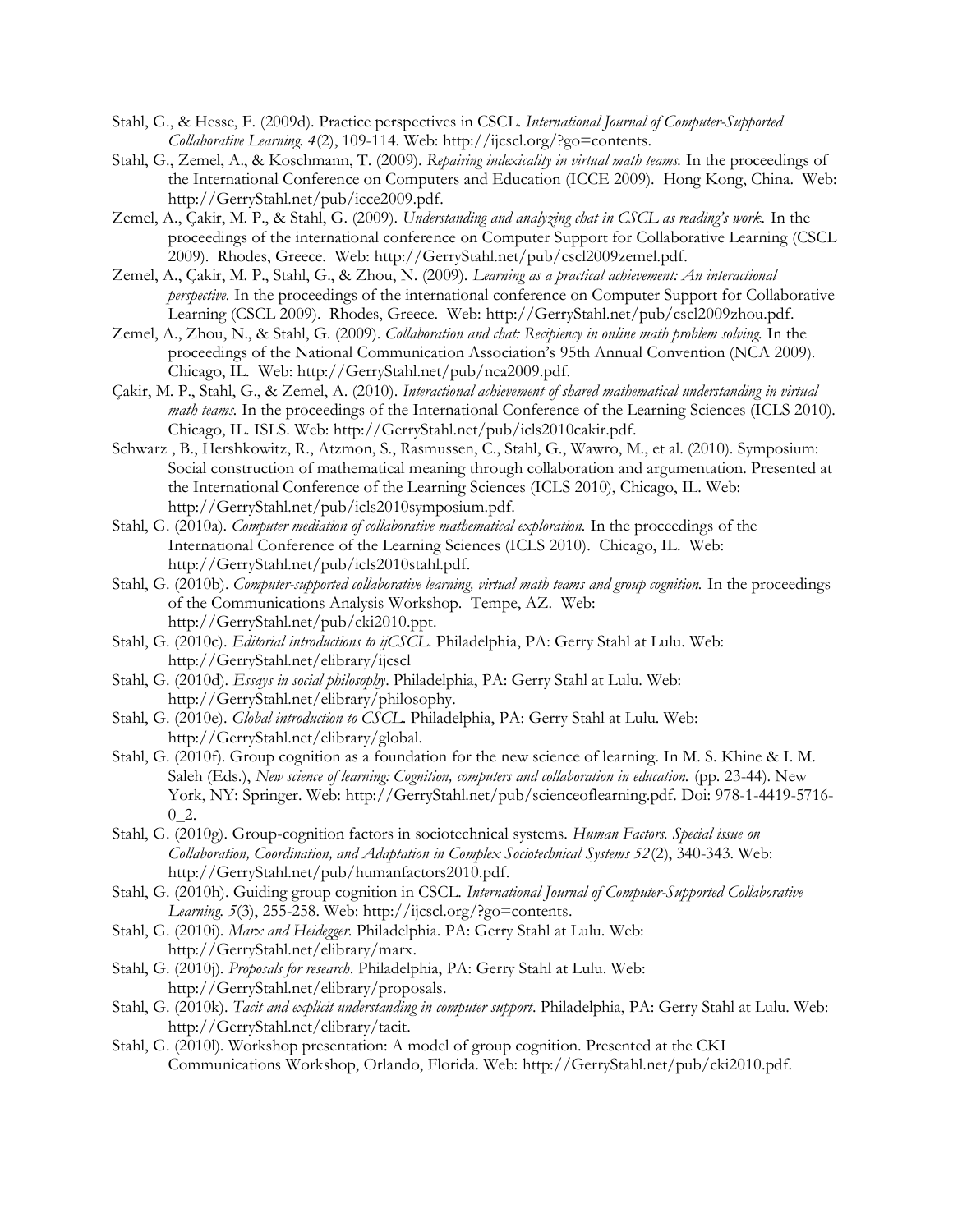Stahl, G., & Hesse, F. (2009d). Practice perspectives in CSCL. *International Journal of Computer-Supported Collaborative Learning. 4*(2), 109-114. Web: http://ijcscl.org/?go=contents.

Stahl, G., Zemel, A., & Koschmann, T. (2009). *Repairing indexicality in virtual math teams.* In the proceedings of the International Conference on Computers and Education (ICCE 2009). Hong Kong, China. Web: http://GerryStahl.net/pub/icce2009.pdf.

Zemel, A., Çakir, M. P., & Stahl, G. (2009). *Understanding and analyzing chat in CSCL as reading's work.* In the proceedings of the international conference on Computer Support for Collaborative Learning (CSCL 2009). Rhodes, Greece. Web: http://GerryStahl.net/pub/cscl2009zemel.pdf.

Zemel, A., Çakir, M. P., Stahl, G., & Zhou, N. (2009). *Learning as a practical achievement: An interactional perspective.* In the proceedings of the international conference on Computer Support for Collaborative Learning (CSCL 2009). Rhodes, Greece. Web: http://GerryStahl.net/pub/cscl2009zhou.pdf.

Zemel, A., Zhou, N., & Stahl, G. (2009). *Collaboration and chat: Recipiency in online math problem solving.* In the proceedings of the National Communication Association's 95th Annual Convention (NCA 2009). Chicago, IL. Web: http://GerryStahl.net/pub/nca2009.pdf.

Çakir, M. P., Stahl, G., & Zemel, A. (2010). *Interactional achievement of shared mathematical understanding in virtual math teams.* In the proceedings of the International Conference of the Learning Sciences (ICLS 2010). Chicago, IL. ISLS. Web: http://GerryStahl.net/pub/icls2010cakir.pdf.

Schwarz , B., Hershkowitz, R., Atzmon, S., Rasmussen, C., Stahl, G., Wawro, M., et al. (2010). Symposium: Social construction of mathematical meaning through collaboration and argumentation. Presented at the International Conference of the Learning Sciences (ICLS 2010), Chicago, IL. Web: http://GerryStahl.net/pub/icls2010symposium.pdf.

Stahl, G. (2010a). *Computer mediation of collaborative mathematical exploration.* In the proceedings of the International Conference of the Learning Sciences (ICLS 2010). Chicago, IL. Web: http://GerryStahl.net/pub/icls2010stahl.pdf.

Stahl, G. (2010b). *Computer-supported collaborative learning, virtual math teams and group cognition.* In the proceedings of the Communications Analysis Workshop. Tempe, AZ. Web: http://GerryStahl.net/pub/cki2010.ppt.

Stahl, G. (2010c). *Editorial introductions to ijCSCL.* Philadelphia, PA: Gerry Stahl at Lulu. Web: http://GerryStahl.net/elibrary/ijcscl

Stahl, G. (2010d). *Essays in social philosophy*. Philadelphia, PA: Gerry Stahl at Lulu. Web: http://GerryStahl.net/elibrary/philosophy.

Stahl, G. (2010e). *Global introduction to CSCL.* Philadelphia, PA: Gerry Stahl at Lulu. Web: http://GerryStahl.net/elibrary/global.

Stahl, G. (2010f). Group cognition as a foundation for the new science of learning. In M. S. Khine & I. M. Saleh (Eds.), *New science of learning: Cognition, computers and collaboration in education.* (pp. 23-44). New York, NY: Springer. Web: http://GerryStahl.net/pub/scienceoflearning.pdf. Doi: 978-1-4419-5716-0_2.

Stahl, G. (2010g). Group-cognition factors in sociotechnical systems. *Human Factors. Special issue on Collaboration, Coordination, and Adaptation in Complex Sociotechnical Systems 52*(2), 340-343. Web: http://GerryStahl.net/pub/humanfactors2010.pdf.

Stahl, G. (2010h). Guiding group cognition in CSCL. *International Journal of Computer-Supported Collaborative Learning. 5*(3), 255-258. Web: http://ijcscl.org/?go=contents.

Stahl, G. (2010i). *Marx and Heidegger*. Philadelphia. PA: Gerry Stahl at Lulu. Web: http://GerryStahl.net/elibrary/marx.

Stahl, G. (2010j). *Proposals for research*. Philadelphia, PA: Gerry Stahl at Lulu. Web: http://GerryStahl.net/elibrary/proposals.

Stahl, G. (2010k). *Tacit and explicit understanding in computer support*. Philadelphia, PA: Gerry Stahl at Lulu. Web: http://GerryStahl.net/elibrary/tacit.

Stahl, G. (2010l). Workshop presentation: A model of group cognition. Presented at the CKI Communications Workshop, Orlando, Florida. Web: http://GerryStahl.net/pub/cki2010.pdf.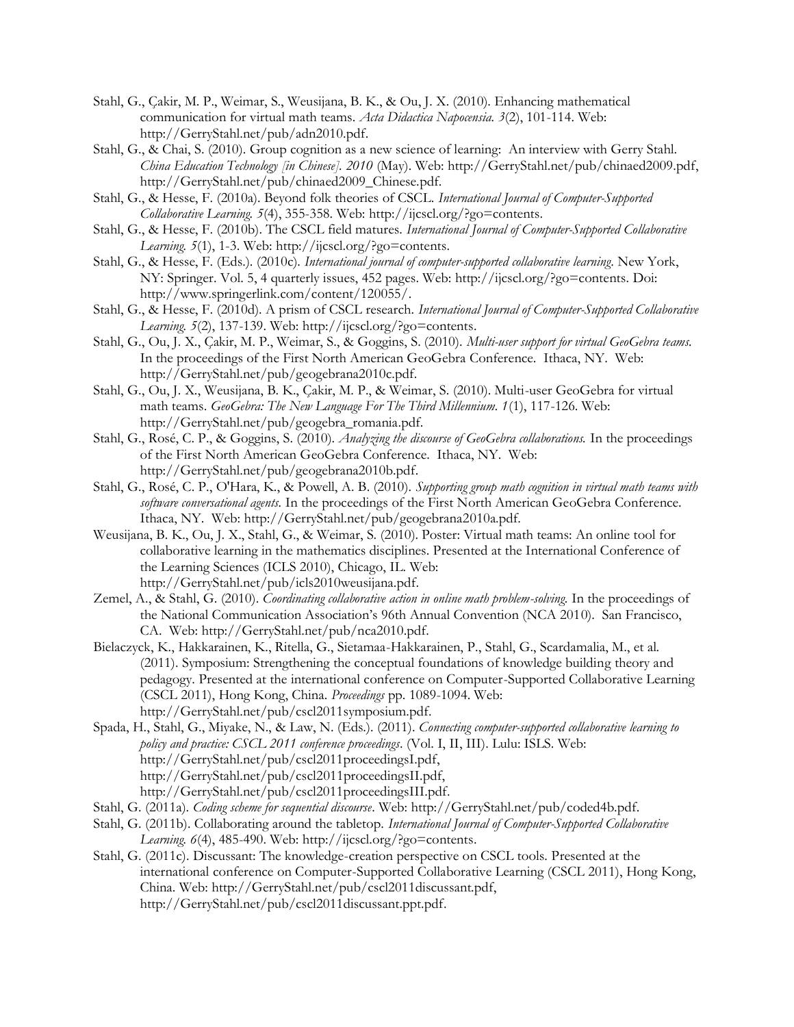Stahl, G., Çakir, M. P., Weimar, S., Weusijana, B. K., & Ou, J. X. (2010). Enhancing mathematical communication for virtual math teams. *Acta Didactica Napocensia. 3*(2), 101-114. Web: http://GerryStahl.net/pub/adn2010.pdf.

Stahl, G., & Chai, S. (2010). Group cognition as a new science of learning: An interview with Gerry Stahl. *China Education Technology [in Chinese]. 2010* (May). Web: http://GerryStahl.net/pub/chinaed2009.pdf, http://GerryStahl.net/pub/chinaed2009_Chinese.pdf.

Stahl, G., & Hesse, F. (2010a). Beyond folk theories of CSCL. *International Journal of Computer-Supported Collaborative Learning. 5*(4), 355-358. Web: http://ijcscl.org/?go=contents.

Stahl, G., & Hesse, F. (2010b). The CSCL field matures. *International Journal of Computer-Supported Collaborative Learning. 5*(1), 1-3. Web: http://ijcscl.org/?go=contents.

Stahl, G., & Hesse, F. (Eds.). (2010c). *International journal of computer-supported collaborative learning*. New York, NY: Springer. Vol. 5, 4 quarterly issues, 452 pages. Web: http://ijcscl.org/?go=contents. Doi: http://www.springerlink.com/content/120055/.

Stahl, G., & Hesse, F. (2010d). A prism of CSCL research. *International Journal of Computer-Supported Collaborative Learning. 5*(2), 137-139. Web: http://ijcscl.org/?go=contents.

Stahl, G., Ou, J. X., Çakir, M. P., Weimar, S., & Goggins, S. (2010). *Multi-user support for virtual GeoGebra teams.* In the proceedings of the First North American GeoGebra Conference. Ithaca, NY. Web: http://GerryStahl.net/pub/geogebrana2010c.pdf.

Stahl, G., Ou, J. X., Weusijana, B. K., Çakir, M. P., & Weimar, S. (2010). Multi-user GeoGebra for virtual math teams. *GeoGebra: The New Language For The Third Millennium. 1*(1), 117-126. Web: http://GerryStahl.net/pub/geogebra_romania.pdf.

Stahl, G., Rosé, C. P., & Goggins, S. (2010). *Analyzing the discourse of GeoGebra collaborations.* In the proceedings of the First North American GeoGebra Conference. Ithaca, NY. Web: http://GerryStahl.net/pub/geogebrana2010b.pdf.

Stahl, G., Rosé, C. P., O'Hara, K., & Powell, A. B. (2010). *Supporting group math cognition in virtual math teams with software conversational agents.* In the proceedings of the First North American GeoGebra Conference. Ithaca, NY. Web: http://GerryStahl.net/pub/geogebrana2010a.pdf.

Weusijana, B. K., Ou, J. X., Stahl, G., & Weimar, S. (2010). Poster: Virtual math teams: An online tool for collaborative learning in the mathematics disciplines. Presented at the International Conference of the Learning Sciences (ICLS 2010), Chicago, IL. Web: http://GerryStahl.net/pub/icls2010weusijana.pdf.

Zemel, A., & Stahl, G. (2010). *Coordinating collaborative action in online math problem-solving.* In the proceedings of the National Communication Association's 96th Annual Convention (NCA 2010). San Francisco, CA. Web: http://GerryStahl.net/pub/nca2010.pdf.

Bielaczyck, K., Hakkarainen, K., Ritella, G., Sietamaa-Hakkarainen, P., Stahl, G., Scardamalia, M., et al. (2011). Symposium: Strengthening the conceptual foundations of knowledge building theory and pedagogy. Presented at the international conference on Computer-Supported Collaborative Learning (CSCL 2011), Hong Kong, China. *Proceedings* pp. 1089-1094. Web: http://GerryStahl.net/pub/cscl2011symposium.pdf.

Spada, H., Stahl, G., Miyake, N., & Law, N. (Eds.). (2011). *Connecting computer-supported collaborative learning to policy and practice: CSCL 2011 conference proceedings*. (Vol. I, II, III). Lulu: ISLS. Web: http://GerryStahl.net/pub/cscl2011proceedingsI.pdf, http://GerryStahl.net/pub/cscl2011proceedingsII.pdf, http://GerryStahl.net/pub/cscl2011proceedingsIII.pdf.

Stahl, G. (2011a). *Coding scheme for sequential discourse*. Web: http://GerryStahl.net/pub/coded4b.pdf.

Stahl, G. (2011b). Collaborating around the tabletop. *International Journal of Computer-Supported Collaborative Learning. 6*(4), 485-490. Web: http://ijcscl.org/?go=contents.

Stahl, G. (2011c). Discussant: The knowledge-creation perspective on CSCL tools. Presented at the international conference on Computer-Supported Collaborative Learning (CSCL 2011), Hong Kong, China. Web: http://GerryStahl.net/pub/cscl2011discussant.pdf, http://GerryStahl.net/pub/cscl2011discussant.ppt.pdf.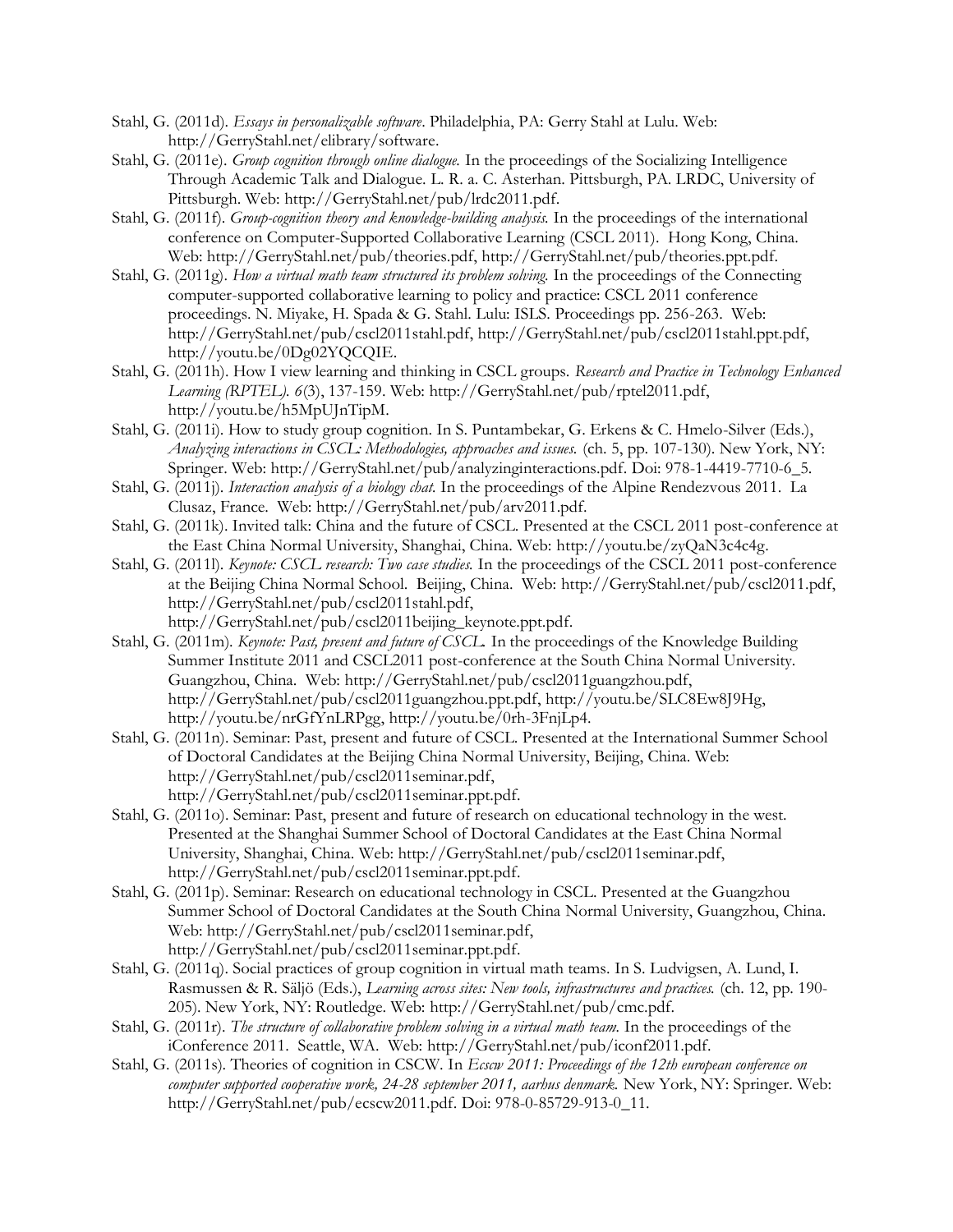Stahl, G. (2011d). *Essays in personalizable software*. Philadelphia, PA: Gerry Stahl at Lulu. Web: http://GerryStahl.net/elibrary/software.

Stahl, G. (2011e). *Group cognition through online dialogue.* In the proceedings of the Socializing Intelligence Through Academic Talk and Dialogue. L. R. a. C. Asterhan. Pittsburgh, PA. LRDC, University of Pittsburgh. Web: http://GerryStahl.net/pub/lrdc2011.pdf.

Stahl, G. (2011f). *Group-cognition theory and knowledge-building analysis.* In the proceedings of the international conference on Computer-Supported Collaborative Learning (CSCL 2011). Hong Kong, China. Web: http://GerryStahl.net/pub/theories.pdf, http://GerryStahl.net/pub/theories.ppt.pdf.

Stahl, G. (2011g). *How a virtual math team structured its problem solving.* In the proceedings of the Connecting computer-supported collaborative learning to policy and practice: CSCL 2011 conference proceedings. N. Miyake, H. Spada & G. Stahl. Lulu: ISLS. Proceedings pp. 256-263. Web: http://GerryStahl.net/pub/cscl2011stahl.pdf, http://GerryStahl.net/pub/cscl2011stahl.ppt.pdf, http://youtu.be/0Dg02YQCQIE.

Stahl, G. (2011h). How I view learning and thinking in CSCL groups. *Research and Practice in Technology Enhanced Learning (RPTEL). 6*(3), 137-159. Web: http://GerryStahl.net/pub/rptel2011.pdf, http://youtu.be/h5MpUJnTipM.

Stahl, G. (2011i). How to study group cognition. In S. Puntambekar, G. Erkens & C. Hmelo-Silver (Eds.), *Analyzing interactions in CSCL: Methodologies, approaches and issues.* (ch. 5, pp. 107-130). New York, NY: Springer. Web: http://GerryStahl.net/pub/analyzinginteractions.pdf. Doi: 978-1-4419-7710-6_5.

Stahl, G. (2011j). *Interaction analysis of a biology chat.* In the proceedings of the Alpine Rendezvous 2011. La Clusaz, France. Web: http://GerryStahl.net/pub/arv2011.pdf.

Stahl, G. (2011k). Invited talk: China and the future of CSCL. Presented at the CSCL 2011 post-conference at the East China Normal University, Shanghai, China. Web: http://youtu.be/zyQaN3c4c4g.

Stahl, G. (2011l). *Keynote: CSCL research: Two case studies.* In the proceedings of the CSCL 2011 post-conference at the Beijing China Normal School. Beijing, China. Web: http://GerryStahl.net/pub/cscl2011.pdf, http://GerryStahl.net/pub/cscl2011stahl.pdf, http://GerryStahl.net/pub/cscl2011beijing_keynote.ppt.pdf.

Stahl, G. (2011m). *Keynote: Past, present and future of CSCL.* In the proceedings of the Knowledge Building Summer Institute 2011 and CSCL2011 post-conference at the South China Normal University. Guangzhou, China. Web: http://GerryStahl.net/pub/cscl2011guangzhou.pdf, http://GerryStahl.net/pub/cscl2011guangzhou.ppt.pdf, http://youtu.be/SLC8Ew8J9Hg, http://youtu.be/nrGfYnLRPgg, http://youtu.be/0rh-3FnjLp4.

Stahl, G. (2011n). Seminar: Past, present and future of CSCL. Presented at the International Summer School of Doctoral Candidates at the Beijing China Normal University, Beijing, China. Web: http://GerryStahl.net/pub/cscl2011seminar.pdf, http://GerryStahl.net/pub/cscl2011seminar.ppt.pdf.

Stahl, G. (2011o). Seminar: Past, present and future of research on educational technology in the west. Presented at the Shanghai Summer School of Doctoral Candidates at the East China Normal University, Shanghai, China. Web: http://GerryStahl.net/pub/cscl2011seminar.pdf, http://GerryStahl.net/pub/cscl2011seminar.ppt.pdf.

Stahl, G. (2011p). Seminar: Research on educational technology in CSCL. Presented at the Guangzhou Summer School of Doctoral Candidates at the South China Normal University, Guangzhou, China. Web: http://GerryStahl.net/pub/cscl2011seminar.pdf, http://GerryStahl.net/pub/cscl2011seminar.ppt.pdf.

Stahl, G. (2011q). Social practices of group cognition in virtual math teams. In S. Ludvigsen, A. Lund, I. Rasmussen & R. Säljö (Eds.), *Learning across sites: New tools, infrastructures and practices.* (ch. 12, pp. 190-205). New York, NY: Routledge. Web: http://GerryStahl.net/pub/cmc.pdf.

Stahl, G. (2011r). *The structure of collaborative problem solving in a virtual math team.* In the proceedings of the iConference 2011. Seattle, WA. Web: http://GerryStahl.net/pub/iconf2011.pdf.

Stahl, G. (2011s). Theories of cognition in CSCW. In *Ecscw 2011: Proceedings of the 12th european conference on computer supported cooperative work, 24-28 september 2011, aarhus denmark.* New York, NY: Springer. Web: http://GerryStahl.net/pub/ecscw2011.pdf. Doi: 978-0-85729-913-0_11.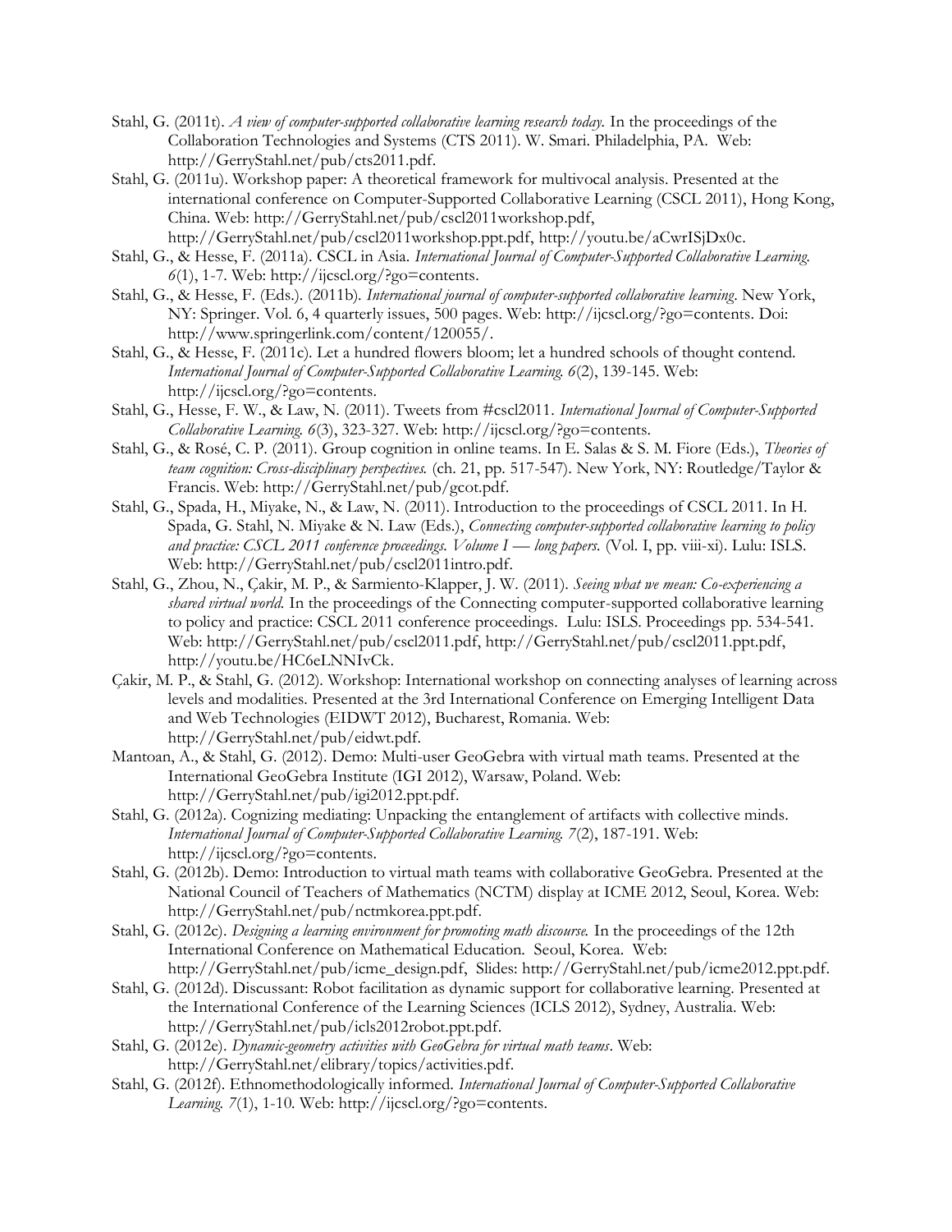Stahl, G. (2011t). *A view of computer-supported collaborative learning research today.* In the proceedings of the Collaboration Technologies and Systems (CTS 2011). W. Smari. Philadelphia, PA. Web: http://GerryStahl.net/pub/cts2011.pdf.

Stahl, G. (2011u). Workshop paper: A theoretical framework for multivocal analysis. Presented at the international conference on Computer-Supported Collaborative Learning (CSCL 2011), Hong Kong, China. Web: http://GerryStahl.net/pub/cscl2011workshop.pdf, http://GerryStahl.net/pub/cscl2011workshop.ppt.pdf, http://youtu.be/aCwrISjDx0c.

Stahl, G., & Hesse, F. (2011a). CSCL in Asia. *International Journal of Computer-Supported Collaborative Learning. 6*(1), 1-7. Web: http://ijcscl.org/?go=contents.

Stahl, G., & Hesse, F. (Eds.). (2011b). *International journal of computer-supported collaborative learning*. New York, NY: Springer. Vol. 6, 4 quarterly issues, 500 pages. Web: http://ijcscl.org/?go=contents. Doi: http://www.springerlink.com/content/120055/.

Stahl, G., & Hesse, F. (2011c). Let a hundred flowers bloom; let a hundred schools of thought contend. *International Journal of Computer-Supported Collaborative Learning. 6*(2), 139-145. Web: http://ijcscl.org/?go=contents.

Stahl, G., Hesse, F. W., & Law, N. (2011). Tweets from #cscl2011. *International Journal of Computer-Supported Collaborative Learning. 6*(3), 323-327. Web: http://ijcscl.org/?go=contents.

Stahl, G., & Rosé, C. P. (2011). Group cognition in online teams. In E. Salas & S. M. Fiore (Eds.), *Theories of team cognition: Cross-disciplinary perspectives.* (ch. 21, pp. 517-547). New York, NY: Routledge/Taylor & Francis. Web: http://GerryStahl.net/pub/gcot.pdf.

Stahl, G., Spada, H., Miyake, N., & Law, N. (2011). Introduction to the proceedings of CSCL 2011. In H. Spada, G. Stahl, N. Miyake & N. Law (Eds.), *Connecting computer-supported collaborative learning to policy and practice: CSCL 2011 conference proceedings. Volume I — long papers.* (Vol. I, pp. viii-xi). Lulu: ISLS. Web: http://GerryStahl.net/pub/cscl2011intro.pdf.

Stahl, G., Zhou, N., Çakir, M. P., & Sarmiento-Klapper, J. W. (2011). *Seeing what we mean: Co-experiencing a shared virtual world.* In the proceedings of the Connecting computer-supported collaborative learning to policy and practice: CSCL 2011 conference proceedings. Lulu: ISLS. Proceedings pp. 534-541. Web: http://GerryStahl.net/pub/cscl2011.pdf, http://GerryStahl.net/pub/cscl2011.ppt.pdf, http://youtu.be/HC6eLNNIvCk.

Çakir, M. P., & Stahl, G. (2012). Workshop: International workshop on connecting analyses of learning across levels and modalities. Presented at the 3rd International Conference on Emerging Intelligent Data and Web Technologies (EIDWT 2012), Bucharest, Romania. Web: http://GerryStahl.net/pub/eidwt.pdf.

Mantoan, A., & Stahl, G. (2012). Demo: Multi-user GeoGebra with virtual math teams. Presented at the International GeoGebra Institute (IGI 2012), Warsaw, Poland. Web: http://GerryStahl.net/pub/igi2012.ppt.pdf.

Stahl, G. (2012a). Cognizing mediating: Unpacking the entanglement of artifacts with collective minds. *International Journal of Computer-Supported Collaborative Learning. 7*(2), 187-191. Web: http://ijcscl.org/?go=contents.

Stahl, G. (2012b). Demo: Introduction to virtual math teams with collaborative GeoGebra. Presented at the National Council of Teachers of Mathematics (NCTM) display at ICME 2012, Seoul, Korea. Web: http://GerryStahl.net/pub/nctmkorea.ppt.pdf.

Stahl, G. (2012c). *Designing a learning environment for promoting math discourse.* In the proceedings of the 12th International Conference on Mathematical Education. Seoul, Korea. Web: http://GerryStahl.net/pub/icme_design.pdf, Slides: http://GerryStahl.net/pub/icme2012.ppt.pdf.

Stahl, G. (2012d). Discussant: Robot facilitation as dynamic support for collaborative learning. Presented at the International Conference of the Learning Sciences (ICLS 2012), Sydney, Australia. Web: http://GerryStahl.net/pub/icls2012robot.ppt.pdf.

Stahl, G. (2012e). *Dynamic-geometry activities with GeoGebra for virtual math teams*. Web: http://GerryStahl.net/elibrary/topics/activities.pdf.

Stahl, G. (2012f). Ethnomethodologically informed. *International Journal of Computer-Supported Collaborative Learning. 7*(1), 1-10. Web: http://ijcscl.org/?go=contents.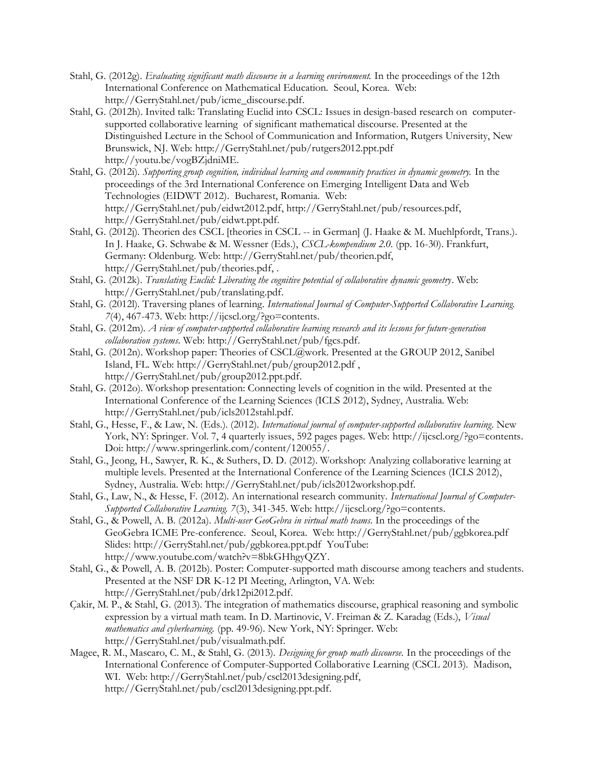Stahl, G. (2012g). *Evaluating significant math discourse in a learning environment.* In the proceedings of the 12th International Conference on Mathematical Education. Seoul, Korea. Web: http://GerryStahl.net/pub/icme_discourse.pdf.

Stahl, G. (2012h). Invited talk: Translating Euclid into CSCL: Issues in design-based research on computer-supported collaborative learning of significant mathematical discourse. Presented at the Distinguished Lecture in the School of Communication and Information, Rutgers University, New Brunswick, NJ. Web: http://GerryStahl.net/pub/rutgers2012.ppt.pdf http://youtu.be/vogBZjdniME.

Stahl, G. (2012i). *Supporting group cognition, individual learning and community practices in dynamic geometry.* In the proceedings of the 3rd International Conference on Emerging Intelligent Data and Web Technologies (EIDWT 2012). Bucharest, Romania. Web: http://GerryStahl.net/pub/eidwt2012.pdf, http://GerryStahl.net/pub/resources.pdf, http://GerryStahl.net/pub/eidwt.ppt.pdf.

Stahl, G. (2012j). Theorien des CSCL [theories in CSCL -- in German] (J. Haake & M. Muehlpfordt, Trans.). In J. Haake, G. Schwabe & M. Wessner (Eds.), *CSCL-kompendium 2.0*. (pp. 16-30). Frankfurt, Germany: Oldenburg. Web: http://GerryStahl.net/pub/theorien.pdf, http://GerryStahl.net/pub/theories.pdf, .

Stahl, G. (2012k). *Translating Euclid: Liberating the cognitive potential of collaborative dynamic geometry*. Web: http://GerryStahl.net/pub/translating.pdf.

Stahl, G. (2012l). Traversing planes of learning. *International Journal of Computer-Supported Collaborative Learning. 7*(4), 467-473. Web: http://ijcscl.org/?go=contents.

Stahl, G. (2012m). *A view of computer-supported collaborative learning research and its lessons for future-generation collaboration systems*. Web: http://GerryStahl.net/pub/fgcs.pdf.

Stahl, G. (2012n). Workshop paper: Theories of CSCL@work. Presented at the GROUP 2012, Sanibel Island, FL. Web: http://GerryStahl.net/pub/group2012.pdf , http://GerryStahl.net/pub/group2012.ppt.pdf.

Stahl, G. (2012o). Workshop presentation: Connecting levels of cognition in the wild. Presented at the International Conference of the Learning Sciences (ICLS 2012), Sydney, Australia. Web: http://GerryStahl.net/pub/icls2012stahl.pdf.

Stahl, G., Hesse, F., & Law, N. (Eds.). (2012). *International journal of computer-supported collaborative learning*. New York, NY: Springer. Vol. 7, 4 quarterly issues, 592 pages pages. Web: http://ijcscl.org/?go=contents. Doi: http://www.springerlink.com/content/120055/.

Stahl, G., Jeong, H., Sawyer, R. K., & Suthers, D. D. (2012). Workshop: Analyzing collaborative learning at multiple levels. Presented at the International Conference of the Learning Sciences (ICLS 2012), Sydney, Australia. Web: http://GerryStahl.net/pub/icls2012workshop.pdf.

Stahl, G., Law, N., & Hesse, F. (2012). An international research community. *International Journal of Computer-Supported Collaborative Learning. 7*(3), 341-345. Web: http://ijcscl.org/?go=contents.

Stahl, G., & Powell, A. B. (2012a). *Multi-user GeoGebra in virtual math teams.* In the proceedings of the GeoGebra ICME Pre-conference. Seoul, Korea. Web: http://GerryStahl.net/pub/ggbkorea.pdf Slides: http://GerryStahl.net/pub/ggbkorea.ppt.pdf YouTube: http://www.youtube.com/watch?v=8bkGHhgyQZY.

Stahl, G., & Powell, A. B. (2012b). Poster: Computer-supported math discourse among teachers and students. Presented at the NSF DR K-12 PI Meeting, Arlington, VA. Web: http://GerryStahl.net/pub/drk12pi2012.pdf.

Çakir, M. P., & Stahl, G. (2013). The integration of mathematics discourse, graphical reasoning and symbolic expression by a virtual math team. In D. Martinovic, V. Freiman & Z. Karadag (Eds.), *Visual mathematics and cyberlearning.* (pp. 49-96). New York, NY: Springer. Web: http://GerryStahl.net/pub/visualmath.pdf.

Magee, R. M., Mascaro, C. M., & Stahl, G. (2013). *Designing for group math discourse.* In the proceedings of the International Conference of Computer-Supported Collaborative Learning (CSCL 2013). Madison, WI. Web: http://GerryStahl.net/pub/cscl2013designing.pdf, http://GerryStahl.net/pub/cscl2013designing.ppt.pdf.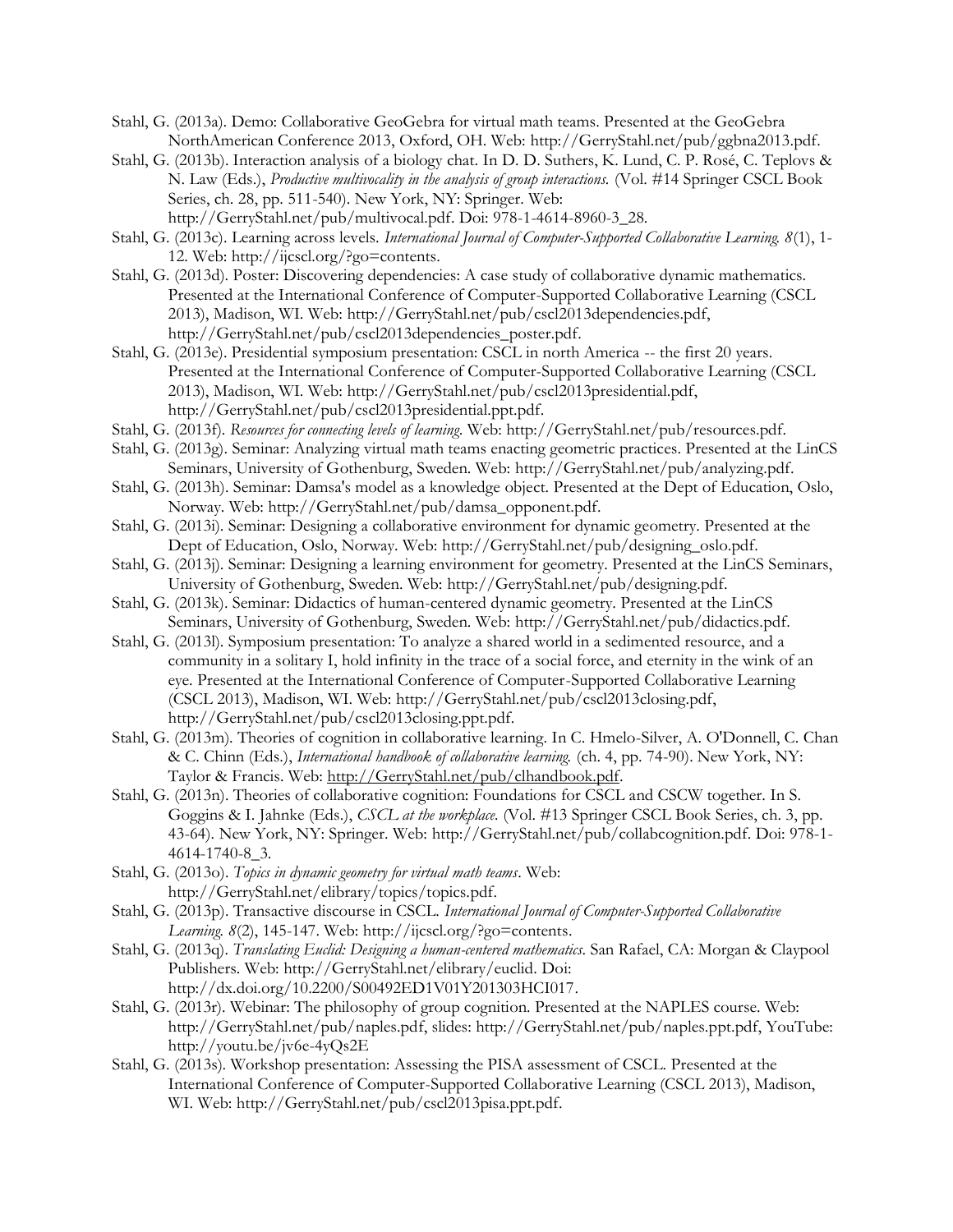Stahl, G. (2013a). Demo: Collaborative GeoGebra for virtual math teams. Presented at the GeoGebra NorthAmerican Conference 2013, Oxford, OH. Web: http://GerryStahl.net/pub/ggbna2013.pdf.

Stahl, G. (2013b). Interaction analysis of a biology chat. In D. D. Suthers, K. Lund, C. P. Rosé, C. Teplovs & N. Law (Eds.), *Productive multivocality in the analysis of group interactions.* (Vol. #14 Springer CSCL Book Series, ch. 28, pp. 511-540). New York, NY: Springer. Web: http://GerryStahl.net/pub/multivocal.pdf. Doi: 978-1-4614-8960-3_28.

Stahl, G. (2013c). Learning across levels. *International Journal of Computer-Supported Collaborative Learning. 8*(1), 1-12. Web: http://ijcscl.org/?go=contents.

Stahl, G. (2013d). Poster: Discovering dependencies: A case study of collaborative dynamic mathematics. Presented at the International Conference of Computer-Supported Collaborative Learning (CSCL 2013), Madison, WI. Web: http://GerryStahl.net/pub/cscl2013dependencies.pdf, http://GerryStahl.net/pub/cscl2013dependencies_poster.pdf.

Stahl, G. (2013e). Presidential symposium presentation: CSCL in north America -- the first 20 years. Presented at the International Conference of Computer-Supported Collaborative Learning (CSCL 2013), Madison, WI. Web: http://GerryStahl.net/pub/cscl2013presidential.pdf, http://GerryStahl.net/pub/cscl2013presidential.ppt.pdf.

Stahl, G. (2013f). *Resources for connecting levels of learning.* Web: http://GerryStahl.net/pub/resources.pdf.

Stahl, G. (2013g). Seminar: Analyzing virtual math teams enacting geometric practices. Presented at the LinCS Seminars, University of Gothenburg, Sweden. Web: http://GerryStahl.net/pub/analyzing.pdf.

Stahl, G. (2013h). Seminar: Damsa's model as a knowledge object. Presented at the Dept of Education, Oslo, Norway. Web: http://GerryStahl.net/pub/damsa_opponent.pdf.

Stahl, G. (2013i). Seminar: Designing a collaborative environment for dynamic geometry. Presented at the Dept of Education, Oslo, Norway. Web: http://GerryStahl.net/pub/designing_oslo.pdf.

Stahl, G. (2013j). Seminar: Designing a learning environment for geometry. Presented at the LinCS Seminars, University of Gothenburg, Sweden. Web: http://GerryStahl.net/pub/designing.pdf.

Stahl, G. (2013k). Seminar: Didactics of human-centered dynamic geometry. Presented at the LinCS Seminars, University of Gothenburg, Sweden. Web: http://GerryStahl.net/pub/didactics.pdf.

Stahl, G. (2013l). Symposium presentation: To analyze a shared world in a sedimented resource, and a community in a solitary I, hold infinity in the trace of a social force, and eternity in the wink of an eye. Presented at the International Conference of Computer-Supported Collaborative Learning (CSCL 2013), Madison, WI. Web: http://GerryStahl.net/pub/cscl2013closing.pdf, http://GerryStahl.net/pub/cscl2013closing.ppt.pdf.

Stahl, G. (2013m). Theories of cognition in collaborative learning. In C. Hmelo-Silver, A. O'Donnell, C. Chan & C. Chinn (Eds.), *International handbook of collaborative learning.* (ch. 4, pp. 74-90). New York, NY: Taylor & Francis. Web: http://GerryStahl.net/pub/clhandbook.pdf.

Stahl, G. (2013n). Theories of collaborative cognition: Foundations for CSCL and CSCW together. In S. Goggins & I. Jahnke (Eds.), *CSCL at the workplace.* (Vol. #13 Springer CSCL Book Series, ch. 3, pp. 43-64). New York, NY: Springer. Web: http://GerryStahl.net/pub/collabcognition.pdf. Doi: 978-1-4614-1740-8_3.

Stahl, G. (2013o). *Topics in dynamic geometry for virtual math teams*. Web: http://GerryStahl.net/elibrary/topics/topics.pdf.

Stahl, G. (2013p). Transactive discourse in CSCL. *International Journal of Computer-Supported Collaborative Learning. 8*(2), 145-147. Web: http://ijcscl.org/?go=contents.

Stahl, G. (2013q). *Translating Euclid: Designing a human-centered mathematics*. San Rafael, CA: Morgan & Claypool Publishers. Web: http://GerryStahl.net/elibrary/euclid. Doi: http://dx.doi.org/10.2200/S00492ED1V01Y201303HCI017.

Stahl, G. (2013r). Webinar: The philosophy of group cognition. Presented at the NAPLES course. Web: http://GerryStahl.net/pub/naples.pdf, slides: http://GerryStahl.net/pub/naples.ppt.pdf, YouTube: http://youtu.be/jv6e-4yQs2E

Stahl, G. (2013s). Workshop presentation: Assessing the PISA assessment of CSCL. Presented at the International Conference of Computer-Supported Collaborative Learning (CSCL 2013), Madison, WI. Web: http://GerryStahl.net/pub/cscl2013pisa.ppt.pdf.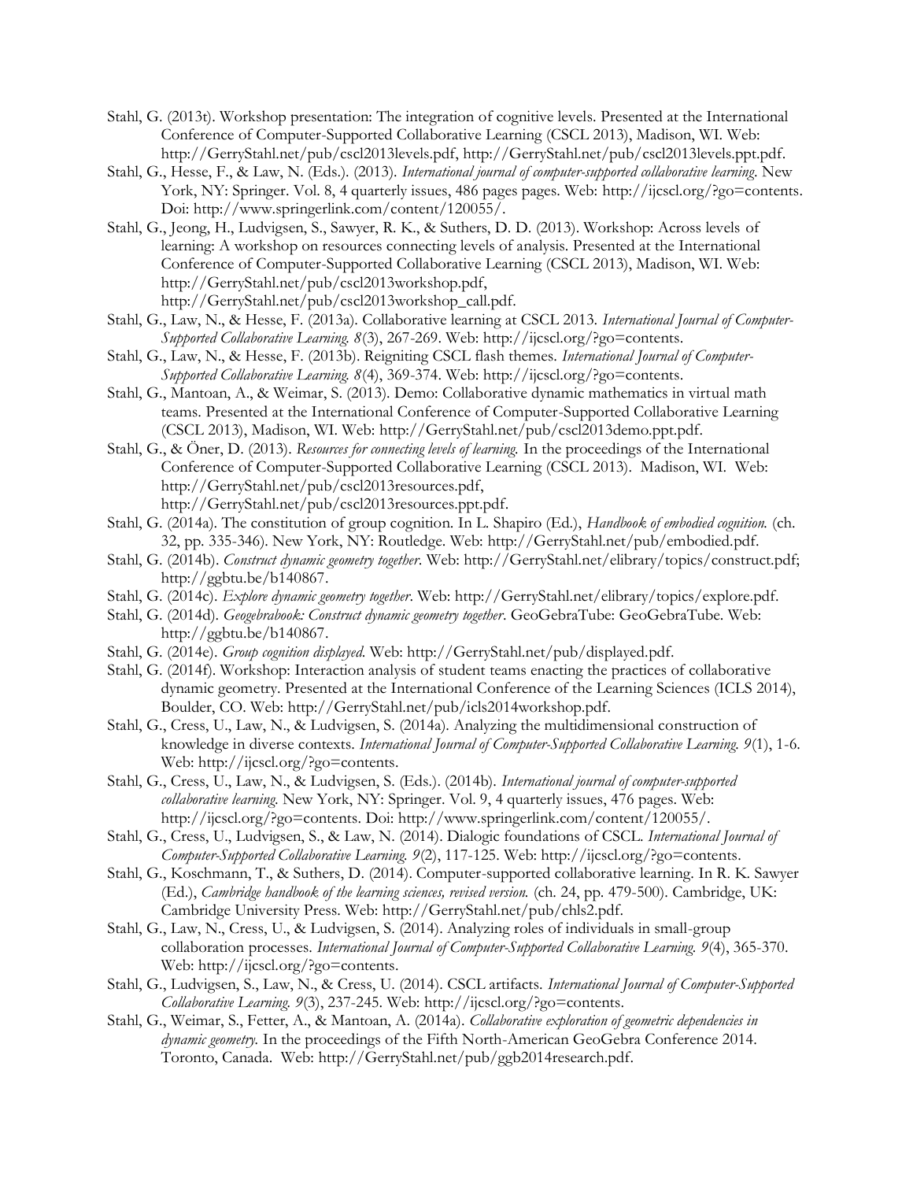Stahl, G. (2013t). Workshop presentation: The integration of cognitive levels. Presented at the International Conference of Computer-Supported Collaborative Learning (CSCL 2013), Madison, WI. Web: http://GerryStahl.net/pub/cscl2013levels.pdf, http://GerryStahl.net/pub/cscl2013levels.ppt.pdf.

Stahl, G., Hesse, F., & Law, N. (Eds.). (2013). *International journal of computer-supported collaborative learning*. New York, NY: Springer. Vol. 8, 4 quarterly issues, 486 pages pages. Web: http://ijcscl.org/?go=contents. Doi: http://www.springerlink.com/content/120055/.

Stahl, G., Jeong, H., Ludvigsen, S., Sawyer, R. K., & Suthers, D. D. (2013). Workshop: Across levels of learning: A workshop on resources connecting levels of analysis. Presented at the International Conference of Computer-Supported Collaborative Learning (CSCL 2013), Madison, WI. Web: http://GerryStahl.net/pub/cscl2013workshop.pdf, http://GerryStahl.net/pub/cscl2013workshop_call.pdf.

Stahl, G., Law, N., & Hesse, F. (2013a). Collaborative learning at CSCL 2013. *International Journal of Computer-Supported Collaborative Learning. 8*(3), 267-269. Web: http://ijcscl.org/?go=contents.

Stahl, G., Law, N., & Hesse, F. (2013b). Reigniting CSCL flash themes. *International Journal of Computer-Supported Collaborative Learning. 8*(4), 369-374. Web: http://ijcscl.org/?go=contents.

Stahl, G., Mantoan, A., & Weimar, S. (2013). Demo: Collaborative dynamic mathematics in virtual math teams. Presented at the International Conference of Computer-Supported Collaborative Learning (CSCL 2013), Madison, WI. Web: http://GerryStahl.net/pub/cscl2013demo.ppt.pdf.

Stahl, G., & Öner, D. (2013). *Resources for connecting levels of learning.* In the proceedings of the International Conference of Computer-Supported Collaborative Learning (CSCL 2013). Madison, WI. Web: http://GerryStahl.net/pub/cscl2013resources.pdf, http://GerryStahl.net/pub/cscl2013resources.ppt.pdf.

Stahl, G. (2014a). The constitution of group cognition. In L. Shapiro (Ed.), *Handbook of embodied cognition.* (ch. 32, pp. 335-346). New York, NY: Routledge. Web: http://GerryStahl.net/pub/embodied.pdf.

Stahl, G. (2014b). *Construct dynamic geometry together*. Web: http://GerryStahl.net/elibrary/topics/construct.pdf; http://ggbtu.be/b140867.

Stahl, G. (2014c). *Explore dynamic geometry together*. Web: http://GerryStahl.net/elibrary/topics/explore.pdf.

Stahl, G. (2014d). *Geogebrabook: Construct dynamic geometry together*. GeoGebraTube: GeoGebraTube. Web: http://ggbtu.be/b140867.

Stahl, G. (2014e). *Group cognition displayed*. Web: http://GerryStahl.net/pub/displayed.pdf.

Stahl, G. (2014f). Workshop: Interaction analysis of student teams enacting the practices of collaborative dynamic geometry. Presented at the International Conference of the Learning Sciences (ICLS 2014), Boulder, CO. Web: http://GerryStahl.net/pub/icls2014workshop.pdf.

Stahl, G., Cress, U., Law, N., & Ludvigsen, S. (2014a). Analyzing the multidimensional construction of knowledge in diverse contexts. *International Journal of Computer-Supported Collaborative Learning. 9*(1), 1-6. Web: http://ijcscl.org/?go=contents.

Stahl, G., Cress, U., Law, N., & Ludvigsen, S. (Eds.). (2014b). *International journal of computer-supported collaborative learning.* New York, NY: Springer. Vol. 9, 4 quarterly issues, 476 pages. Web: http://ijcscl.org/?go=contents. Doi: http://www.springerlink.com/content/120055/.

Stahl, G., Cress, U., Ludvigsen, S., & Law, N. (2014). Dialogic foundations of CSCL. *International Journal of Computer-Supported Collaborative Learning. 9*(2), 117-125. Web: http://ijcscl.org/?go=contents.

Stahl, G., Koschmann, T., & Suthers, D. (2014). Computer-supported collaborative learning. In R. K. Sawyer (Ed.), *Cambridge handbook of the learning sciences, revised version.* (ch. 24, pp. 479-500). Cambridge, UK: Cambridge University Press. Web: http://GerryStahl.net/pub/chls2.pdf.

Stahl, G., Law, N., Cress, U., & Ludvigsen, S. (2014). Analyzing roles of individuals in small-group collaboration processes. *International Journal of Computer-Supported Collaborative Learning. 9*(4), 365-370. Web: http://ijcscl.org/?go=contents.

Stahl, G., Ludvigsen, S., Law, N., & Cress, U. (2014). CSCL artifacts. *International Journal of Computer-Supported Collaborative Learning. 9*(3), 237-245. Web: http://ijcscl.org/?go=contents.

Stahl, G., Weimar, S., Fetter, A., & Mantoan, A. (2014a). *Collaborative exploration of geometric dependencies in dynamic geometry.* In the proceedings of the Fifth North-American GeoGebra Conference 2014. Toronto, Canada. Web: http://GerryStahl.net/pub/ggb2014research.pdf.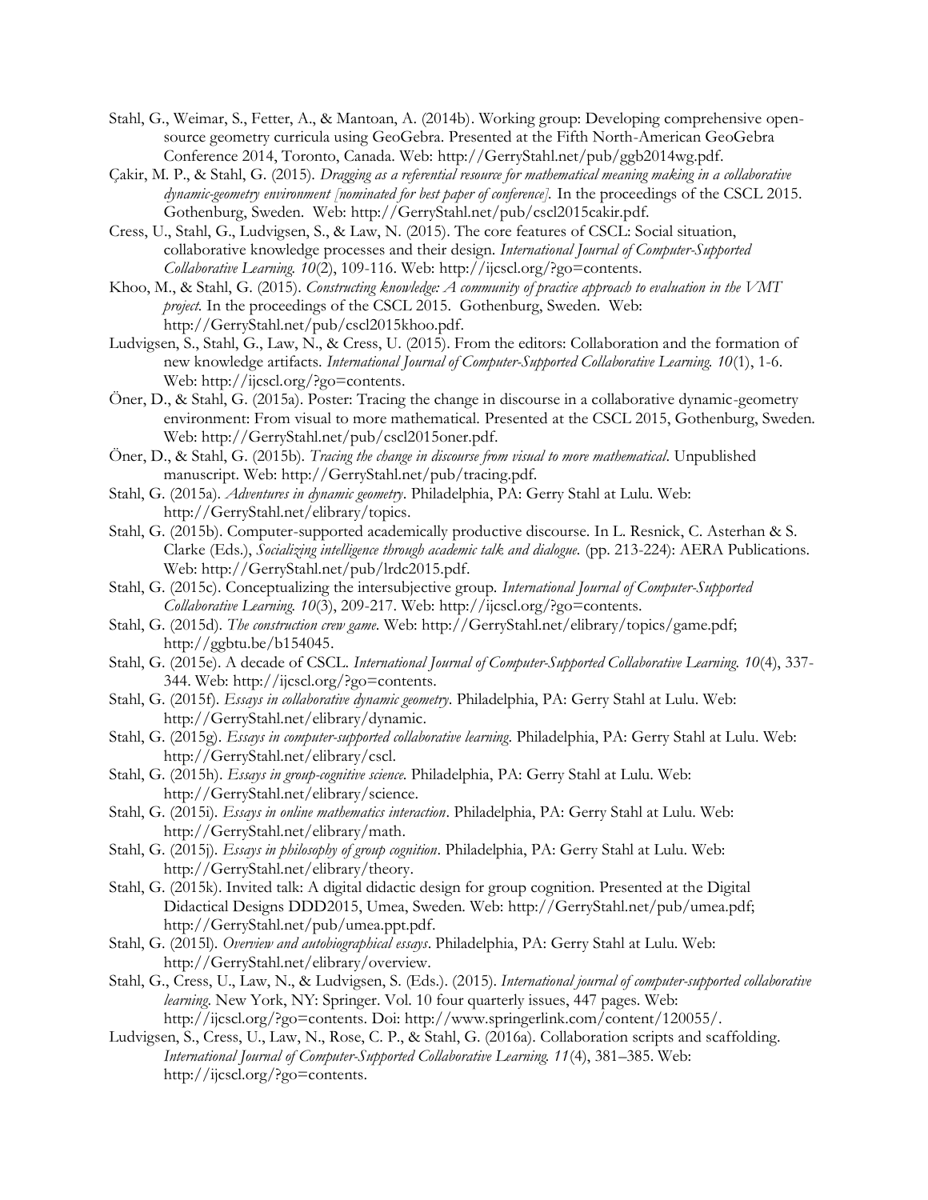Stahl, G., Weimar, S., Fetter, A., & Mantoan, A. (2014b). Working group: Developing comprehensive open-source geometry curricula using GeoGebra. Presented at the Fifth North-American GeoGebra Conference 2014, Toronto, Canada. Web: http://GerryStahl.net/pub/ggb2014wg.pdf.

Çakir, M. P., & Stahl, G. (2015). *Dragging as a referential resource for mathematical meaning making in a collaborative dynamic-geometry environment [nominated for best paper of conference].* In the proceedings of the CSCL 2015. Gothenburg, Sweden. Web: http://GerryStahl.net/pub/cscl2015cakir.pdf.

Cress, U., Stahl, G., Ludvigsen, S., & Law, N. (2015). The core features of CSCL: Social situation, collaborative knowledge processes and their design. *International Journal of Computer-Supported Collaborative Learning. 10*(2), 109-116. Web: http://ijcscl.org/?go=contents.

Khoo, M., & Stahl, G. (2015). *Constructing knowledge: A community of practice approach to evaluation in the VMT project.* In the proceedings of the CSCL 2015. Gothenburg, Sweden. Web: http://GerryStahl.net/pub/cscl2015khoo.pdf.

Ludvigsen, S., Stahl, G., Law, N., & Cress, U. (2015). From the editors: Collaboration and the formation of new knowledge artifacts. *International Journal of Computer-Supported Collaborative Learning. 10*(1), 1-6. Web: http://ijcscl.org/?go=contents.

Öner, D., & Stahl, G. (2015a). Poster: Tracing the change in discourse in a collaborative dynamic-geometry environment: From visual to more mathematical. Presented at the CSCL 2015, Gothenburg, Sweden. Web: http://GerryStahl.net/pub/cscl2015oner.pdf.

Öner, D., & Stahl, G. (2015b). *Tracing the change in discourse from visual to more mathematical*. Unpublished manuscript. Web: http://GerryStahl.net/pub/tracing.pdf.

Stahl, G. (2015a). *Adventures in dynamic geometry*. Philadelphia, PA: Gerry Stahl at Lulu. Web: http://GerryStahl.net/elibrary/topics.

Stahl, G. (2015b). Computer-supported academically productive discourse. In L. Resnick, C. Asterhan & S. Clarke (Eds.), *Socializing intelligence through academic talk and dialogue*. (pp. 213-224): AERA Publications. Web: http://GerryStahl.net/pub/lrdc2015.pdf.

Stahl, G. (2015c). Conceptualizing the intersubjective group. *International Journal of Computer-Supported Collaborative Learning. 10*(3), 209-217. Web: http://ijcscl.org/?go=contents.

Stahl, G. (2015d). *The construction crew game*. Web: http://GerryStahl.net/elibrary/topics/game.pdf; http://ggbtu.be/b154045.

Stahl, G. (2015e). A decade of CSCL. *International Journal of Computer-Supported Collaborative Learning. 10*(4), 337-344. Web: http://ijcscl.org/?go=contents.

Stahl, G. (2015f). *Essays in collaborative dynamic geometry*. Philadelphia, PA: Gerry Stahl at Lulu. Web: http://GerryStahl.net/elibrary/dynamic.

Stahl, G. (2015g). *Essays in computer-supported collaborative learning*. Philadelphia, PA: Gerry Stahl at Lulu. Web: http://GerryStahl.net/elibrary/cscl.

Stahl, G. (2015h). *Essays in group-cognitive science*. Philadelphia, PA: Gerry Stahl at Lulu. Web: http://GerryStahl.net/elibrary/science.

Stahl, G. (2015i). *Essays in online mathematics interaction*. Philadelphia, PA: Gerry Stahl at Lulu. Web: http://GerryStahl.net/elibrary/math.

Stahl, G. (2015j). *Essays in philosophy of group cognition*. Philadelphia, PA: Gerry Stahl at Lulu. Web: http://GerryStahl.net/elibrary/theory.

Stahl, G. (2015k). Invited talk: A digital didactic design for group cognition. Presented at the Digital Didactical Designs DDD2015, Umea, Sweden. Web: http://GerryStahl.net/pub/umea.pdf; http://GerryStahl.net/pub/umea.ppt.pdf.

Stahl, G. (2015l). *Overview and autobiographical essays*. Philadelphia, PA: Gerry Stahl at Lulu. Web: http://GerryStahl.net/elibrary/overview.

Stahl, G., Cress, U., Law, N., & Ludvigsen, S. (Eds.). (2015). *International journal of computer-supported collaborative learning*. New York, NY: Springer. Vol. 10 four quarterly issues, 447 pages. Web: http://ijcscl.org/?go=contents. Doi: http://www.springerlink.com/content/120055/.

Ludvigsen, S., Cress, U., Law, N., Rose, C. P., & Stahl, G. (2016a). Collaboration scripts and scaffolding. *International Journal of Computer-Supported Collaborative Learning. 11*(4), 381–385. Web: http://ijcscl.org/?go=contents.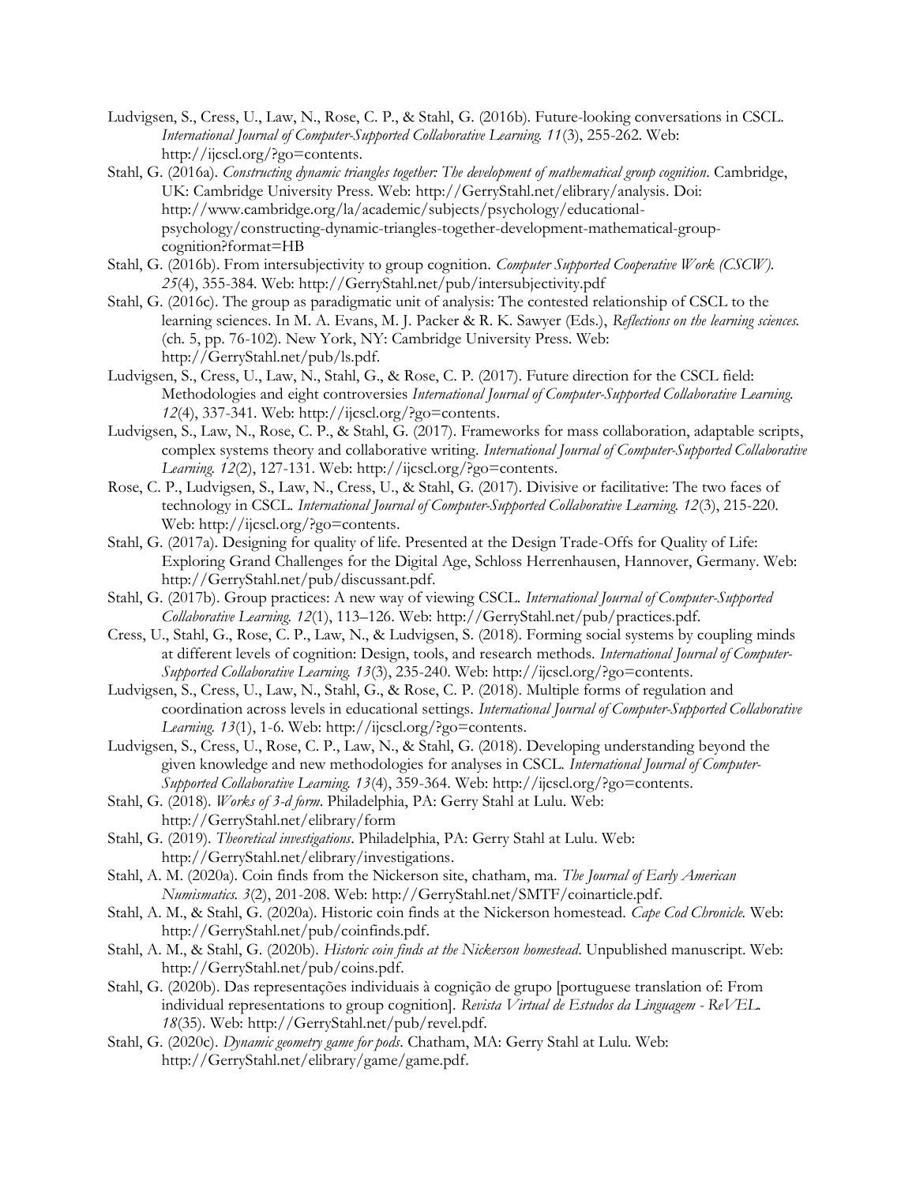Ludvigsen, S., Cress, U., Law, N., Rose, C. P., & Stahl, G. (2016b). Future-looking conversations in CSCL. *International Journal of Computer-Supported Collaborative Learning. 11*(3), 255-262. Web: http://ijcscl.org/?go=contents.

Stahl, G. (2016a). *Constructing dynamic triangles together: The development of mathematical group cognition*. Cambridge, UK: Cambridge University Press. Web: http://GerryStahl.net/elibrary/analysis. Doi: http://www.cambridge.org/la/academic/subjects/psychology/educational-psychology/constructing-dynamic-triangles-together-development-mathematical-group-cognition?format=HB

Stahl, G. (2016b). From intersubjectivity to group cognition. *Computer Supported Cooperative Work (CSCW). 25*(4), 355-384. Web: http://GerryStahl.net/pub/intersubjectivity.pdf

Stahl, G. (2016c). The group as paradigmatic unit of analysis: The contested relationship of CSCL to the learning sciences. In M. A. Evans, M. J. Packer & R. K. Sawyer (Eds.), *Reflections on the learning sciences.* (ch. 5, pp. 76-102). New York, NY: Cambridge University Press. Web: http://GerryStahl.net/pub/ls.pdf.

Ludvigsen, S., Cress, U., Law, N., Stahl, G., & Rose, C. P. (2017). Future direction for the CSCL field: Methodologies and eight controversies *International Journal of Computer-Supported Collaborative Learning. 12*(4), 337-341. Web: http://ijcscl.org/?go=contents.

Ludvigsen, S., Law, N., Rose, C. P., & Stahl, G. (2017). Frameworks for mass collaboration, adaptable scripts, complex systems theory and collaborative writing. *International Journal of Computer-Supported Collaborative Learning. 12*(2), 127-131. Web: http://ijcscl.org/?go=contents.

Rose, C. P., Ludvigsen, S., Law, N., Cress, U., & Stahl, G. (2017). Divisive or facilitative: The two faces of technology in CSCL. *International Journal of Computer-Supported Collaborative Learning. 12*(3), 215-220. Web: http://ijcscl.org/?go=contents.

Stahl, G. (2017a). Designing for quality of life. Presented at the Design Trade-Offs for Quality of Life: Exploring Grand Challenges for the Digital Age, Schloss Herrenhausen, Hannover, Germany. Web: http://GerryStahl.net/pub/discussant.pdf.

Stahl, G. (2017b). Group practices: A new way of viewing CSCL. *International Journal of Computer-Supported Collaborative Learning. 12*(1), 113–126. Web: http://GerryStahl.net/pub/practices.pdf.

Cress, U., Stahl, G., Rose, C. P., Law, N., & Ludvigsen, S. (2018). Forming social systems by coupling minds at different levels of cognition: Design, tools, and research methods. *International Journal of Computer-Supported Collaborative Learning. 13*(3), 235-240. Web: http://ijcscl.org/?go=contents.

Ludvigsen, S., Cress, U., Law, N., Stahl, G., & Rose, C. P. (2018). Multiple forms of regulation and coordination across levels in educational settings. *International Journal of Computer-Supported Collaborative Learning. 13*(1), 1-6. Web: http://ijcscl.org/?go=contents.

Ludvigsen, S., Cress, U., Rose, C. P., Law, N., & Stahl, G. (2018). Developing understanding beyond the given knowledge and new methodologies for analyses in CSCL. *International Journal of Computer-Supported Collaborative Learning. 13*(4), 359-364. Web: http://ijcscl.org/?go=contents.

Stahl, G. (2018). *Works of 3-d form*. Philadelphia, PA: Gerry Stahl at Lulu. Web: http://GerryStahl.net/elibrary/form

Stahl, G. (2019). *Theoretical investigations*. Philadelphia, PA: Gerry Stahl at Lulu. Web: http://GerryStahl.net/elibrary/investigations.

Stahl, A. M. (2020a). Coin finds from the Nickerson site, chatham, ma. *The Journal of Early American Numismatics. 3*(2), 201-208. Web: http://GerryStahl.net/SMTF/coinarticle.pdf.

Stahl, A. M., & Stahl, G. (2020a). Historic coin finds at the Nickerson homestead. *Cape Cod Chronicle.* Web: http://GerryStahl.net/pub/coinfinds.pdf.

Stahl, A. M., & Stahl, G. (2020b). *Historic coin finds at the Nickerson homestead*. Unpublished manuscript. Web: http://GerryStahl.net/pub/coins.pdf.

Stahl, G. (2020b). Das representações individuais à cognição de grupo [portuguese translation of: From individual representations to group cognition]. *Revista Virtual de Estudos da Linguagem - ReVEL. 18*(35). Web: http://GerryStahl.net/pub/revel.pdf.

Stahl, G. (2020c). *Dynamic geometry game for pods*. Chatham, MA: Gerry Stahl at Lulu. Web: http://GerryStahl.net/elibrary/game/game.pdf.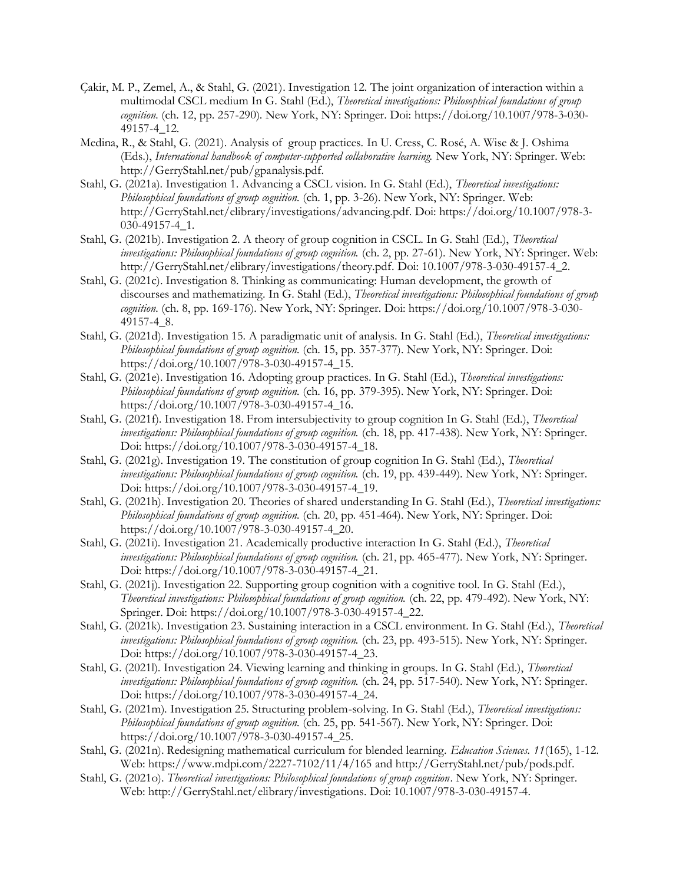Çakir, M. P., Zemel, A., & Stahl, G. (2021). Investigation 12. The joint organization of interaction within a multimodal CSCL medium In G. Stahl (Ed.), *Theoretical investigations: Philosophical foundations of group cognition.* (ch. 12, pp. 257-290). New York, NY: Springer. Doi: https://doi.org/10.1007/978-3-030-49157-4_12.

Medina, R., & Stahl, G. (2021). Analysis of group practices. In U. Cress, C. Rosé, A. Wise & J. Oshima (Eds.), *International handbook of computer-supported collaborative learning.* New York, NY: Springer. Web: http://GerryStahl.net/pub/gpanalysis.pdf.

Stahl, G. (2021a). Investigation 1. Advancing a CSCL vision. In G. Stahl (Ed.), *Theoretical investigations: Philosophical foundations of group cognition.* (ch. 1, pp. 3-26). New York, NY: Springer. Web: http://GerryStahl.net/elibrary/investigations/advancing.pdf. Doi: https://doi.org/10.1007/978-3-030-49157-4_1.

Stahl, G. (2021b). Investigation 2. A theory of group cognition in CSCL. In G. Stahl (Ed.), *Theoretical investigations: Philosophical foundations of group cognition.* (ch. 2, pp. 27-61). New York, NY: Springer. Web: http://GerryStahl.net/elibrary/investigations/theory.pdf. Doi: 10.1007/978-3-030-49157-4_2.

Stahl, G. (2021c). Investigation 8. Thinking as communicating: Human development, the growth of discourses and mathematizing. In G. Stahl (Ed.), *Theoretical investigations: Philosophical foundations of group cognition.* (ch. 8, pp. 169-176). New York, NY: Springer. Doi: https://doi.org/10.1007/978-3-030-49157-4_8.

Stahl, G. (2021d). Investigation 15. A paradigmatic unit of analysis. In G. Stahl (Ed.), *Theoretical investigations: Philosophical foundations of group cognition.* (ch. 15, pp. 357-377). New York, NY: Springer. Doi: https://doi.org/10.1007/978-3-030-49157-4_15.

Stahl, G. (2021e). Investigation 16. Adopting group practices. In G. Stahl (Ed.), *Theoretical investigations: Philosophical foundations of group cognition.* (ch. 16, pp. 379-395). New York, NY: Springer. Doi: https://doi.org/10.1007/978-3-030-49157-4_16.

Stahl, G. (2021f). Investigation 18. From intersubjectivity to group cognition In G. Stahl (Ed.), *Theoretical investigations: Philosophical foundations of group cognition.* (ch. 18, pp. 417-438). New York, NY: Springer. Doi: https://doi.org/10.1007/978-3-030-49157-4_18.

Stahl, G. (2021g). Investigation 19. The constitution of group cognition In G. Stahl (Ed.), *Theoretical investigations: Philosophical foundations of group cognition.* (ch. 19, pp. 439-449). New York, NY: Springer. Doi: https://doi.org/10.1007/978-3-030-49157-4_19.

Stahl, G. (2021h). Investigation 20. Theories of shared understanding In G. Stahl (Ed.), *Theoretical investigations: Philosophical foundations of group cognition.* (ch. 20, pp. 451-464). New York, NY: Springer. Doi: https://doi.org/10.1007/978-3-030-49157-4_20.

Stahl, G. (2021i). Investigation 21. Academically productive interaction In G. Stahl (Ed.), *Theoretical investigations: Philosophical foundations of group cognition.* (ch. 21, pp. 465-477). New York, NY: Springer. Doi: https://doi.org/10.1007/978-3-030-49157-4_21.

Stahl, G. (2021j). Investigation 22. Supporting group cognition with a cognitive tool. In G. Stahl (Ed.), *Theoretical investigations: Philosophical foundations of group cognition.* (ch. 22, pp. 479-492). New York, NY: Springer. Doi: https://doi.org/10.1007/978-3-030-49157-4_22.

Stahl, G. (2021k). Investigation 23. Sustaining interaction in a CSCL environment. In G. Stahl (Ed.), *Theoretical investigations: Philosophical foundations of group cognition.* (ch. 23, pp. 493-515). New York, NY: Springer. Doi: https://doi.org/10.1007/978-3-030-49157-4_23.

Stahl, G. (2021l). Investigation 24. Viewing learning and thinking in groups. In G. Stahl (Ed.), *Theoretical investigations: Philosophical foundations of group cognition.* (ch. 24, pp. 517-540). New York, NY: Springer. Doi: https://doi.org/10.1007/978-3-030-49157-4_24.

Stahl, G. (2021m). Investigation 25. Structuring problem-solving. In G. Stahl (Ed.), *Theoretical investigations: Philosophical foundations of group cognition.* (ch. 25, pp. 541-567). New York, NY: Springer. Doi: https://doi.org/10.1007/978-3-030-49157-4_25.

Stahl, G. (2021n). Redesigning mathematical curriculum for blended learning. *Education Sciences. 11*(165), 1-12. Web: https://www.mdpi.com/2227-7102/11/4/165 and http://GerryStahl.net/pub/pods.pdf.

Stahl, G. (2021o). *Theoretical investigations: Philosophical foundations of group cognition*. New York, NY: Springer. Web: http://GerryStahl.net/elibrary/investigations. Doi: 10.1007/978-3-030-49157-4.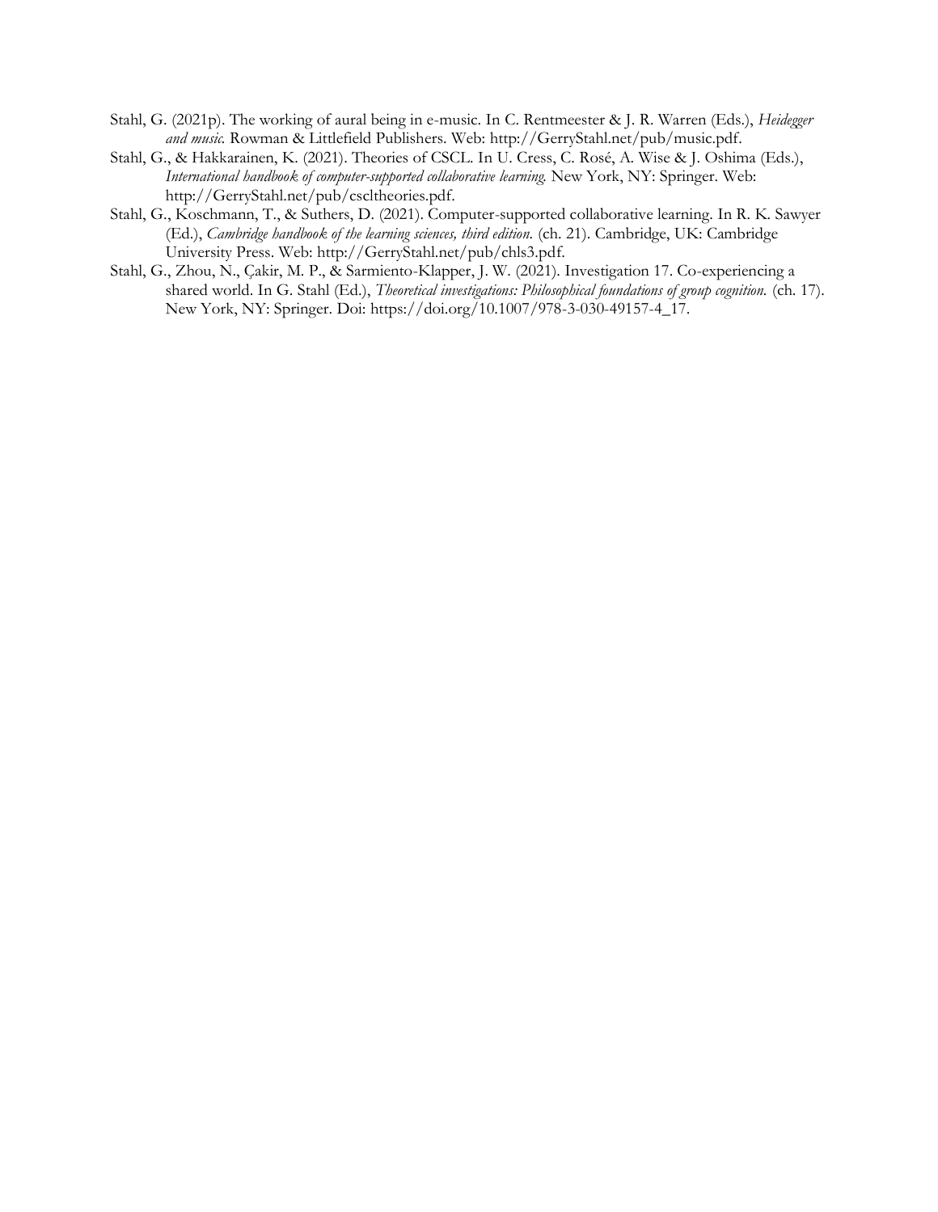Stahl, G. (2021p). The working of aural being in e-music. In C. Rentmeester & J. R. Warren (Eds.), *Heidegger and music*. Rowman & Littlefield Publishers. Web: http://GerryStahl.net/pub/music.pdf.

Stahl, G., & Hakkarainen, K. (2021). Theories of CSCL. In U. Cress, C. Rosé, A. Wise & J. Oshima (Eds.), *International handbook of computer-supported collaborative learning*. New York, NY: Springer. Web: http://GerryStahl.net/pub/cscltheories.pdf.

Stahl, G., Koschmann, T., & Suthers, D. (2021). Computer-supported collaborative learning. In R. K. Sawyer (Ed.), *Cambridge handbook of the learning sciences, third edition*. (ch. 21). Cambridge, UK: Cambridge University Press. Web: http://GerryStahl.net/pub/chls3.pdf.

Stahl, G., Zhou, N., Çakir, M. P., & Sarmiento-Klapper, J. W. (2021). Investigation 17. Co-experiencing a shared world. In G. Stahl (Ed.), *Theoretical investigations: Philosophical foundations of group cognition*. (ch. 17). New York, NY: Springer. Doi: https://doi.org/10.1007/978-3-030-49157-4_17.